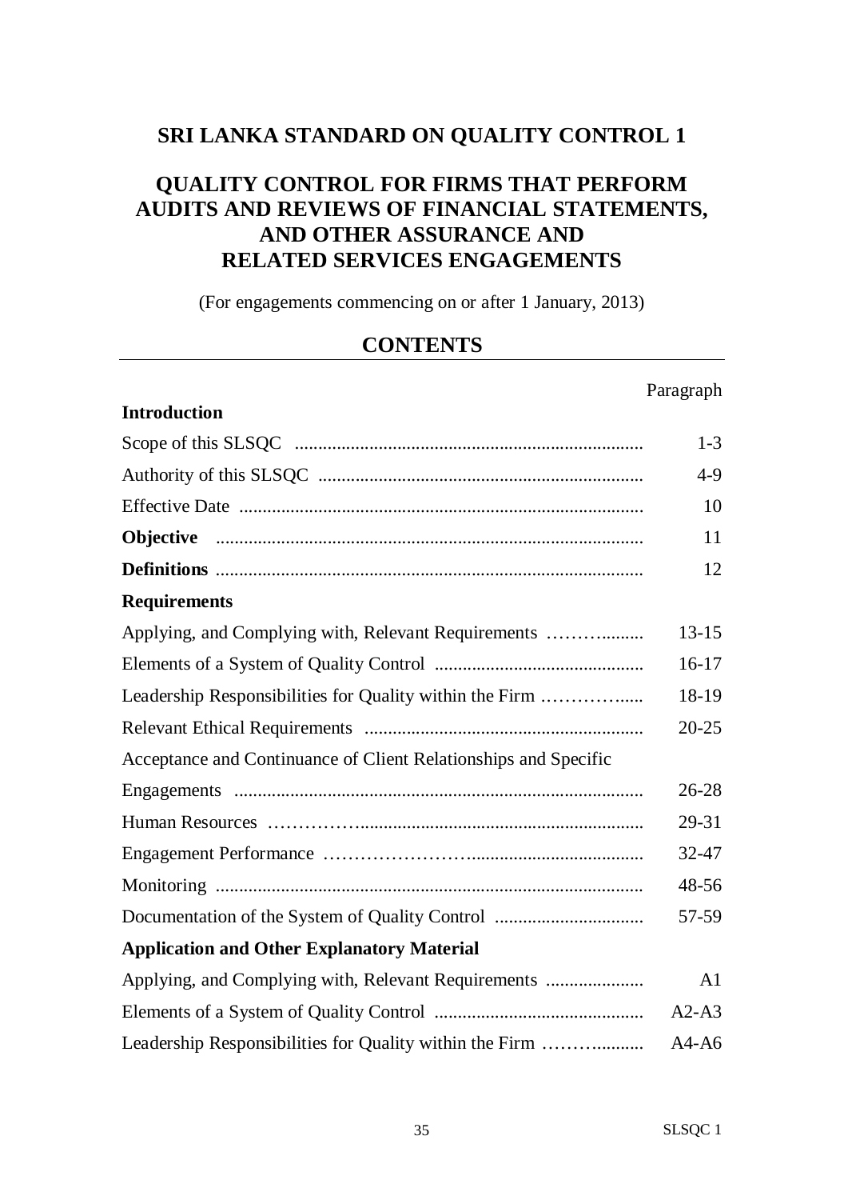# SRI LANKA STANDARD ON QUALITY CONTROL 1

## QUALITY CONTROL FOR FIRMS THAT PERFORM AUDITS AND REVIEWS OF FINANCIAL STATEMENTS, AND OTHER ASSURANCE AND RELATED SERVICES ENGAGEMENTS

(For engagements commencing on or after 1 January, 2013)

## CONTENTS

| | Paragraph |
|---|---|
| **Introduction** | |
| Scope of this SLSQC | 1-3 |
| Authority of this SLSQC | 4-9 |
| Effective Date | 10 |
| **Objective** | 11 |
| **Definitions** | 12 |
| **Requirements** | |
| Applying, and Complying with, Relevant Requirements | 13-15 |
| Elements of a System of Quality Control | 16-17 |
| Leadership Responsibilities for Quality within the Firm | 18-19 |
| Relevant Ethical Requirements | 20-25 |
| Acceptance and Continuance of Client Relationships and Specific Engagements | 26-28 |
| Human Resources | 29-31 |
| Engagement Performance | 32-47 |
| Monitoring | 48-56 |
| Documentation of the System of Quality Control | 57-59 |
| **Application and Other Explanatory Material** | |
| Applying, and Complying with, Relevant Requirements | A1 |
| Elements of a System of Quality Control | A2-A3 |
| Leadership Responsibilities for Quality within the Firm | A4-A6 |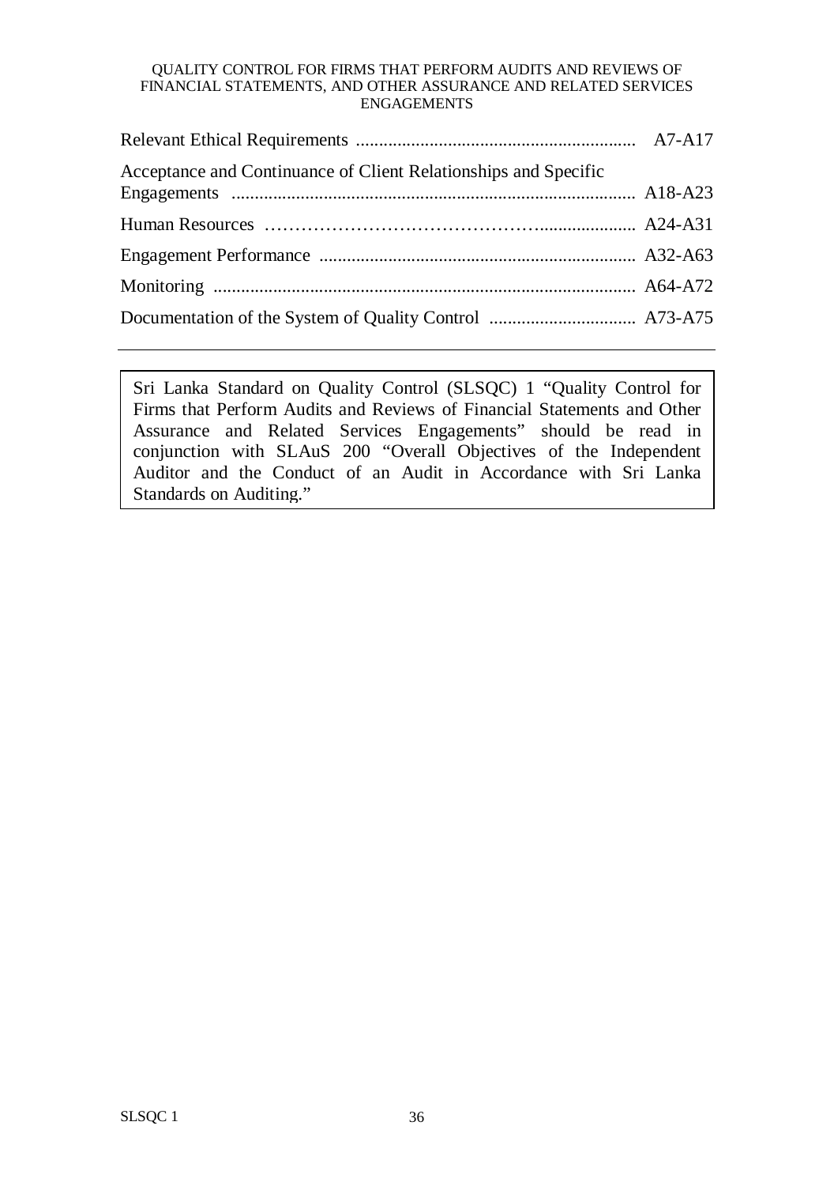| | |
|---|---|
| Relevant Ethical Requirements | A7-A17 |
| Acceptance and Continuance of Client Relationships and Specific Engagements | A18-A23 |
| Human Resources | A24-A31 |
| Engagement Performance | A32-A63 |
| Monitoring | A64-A72 |
| Documentation of the System of Quality Control | A73-A75 |

---

> Sri Lanka Standard on Quality Control (SLSQC) 1 "Quality Control for Firms that Perform Audits and Reviews of Financial Statements and Other Assurance and Related Services Engagements" should be read in conjunction with SLAuS 200 "Overall Objectives of the Independent Auditor and the Conduct of an Audit in Accordance with Sri Lanka Standards on Auditing."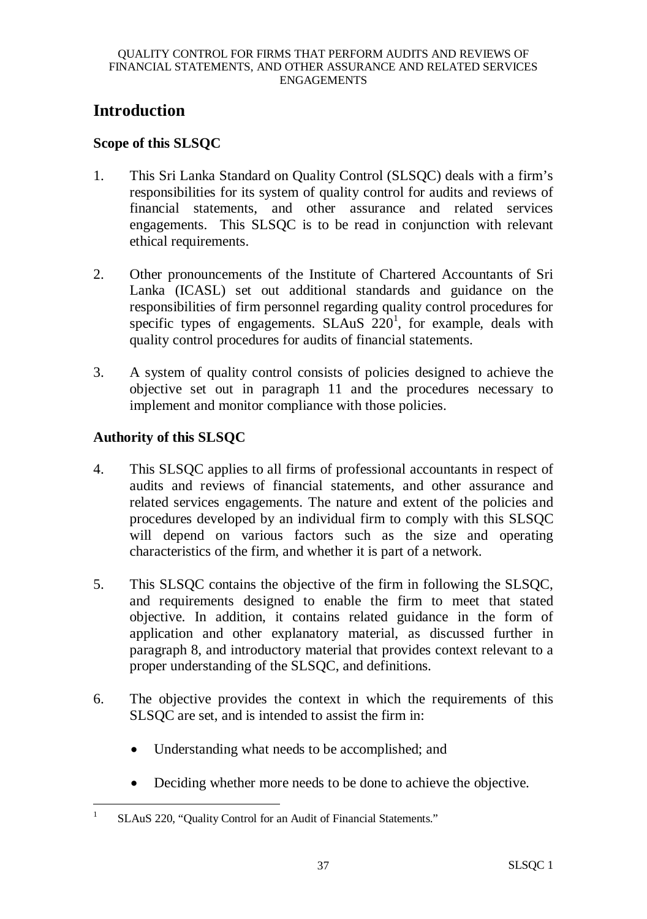## Introduction

### Scope of this SLSQC

1. This Sri Lanka Standard on Quality Control (SLSQC) deals with a firm's responsibilities for its system of quality control for audits and reviews of financial statements, and other assurance and related services engagements. This SLSQC is to be read in conjunction with relevant ethical requirements.

2. Other pronouncements of the Institute of Chartered Accountants of Sri Lanka (ICASL) set out additional standards and guidance on the responsibilities of firm personnel regarding quality control procedures for specific types of engagements. SLAuS 220[1], for example, deals with quality control procedures for audits of financial statements.

3. A system of quality control consists of policies designed to achieve the objective set out in paragraph 11 and the procedures necessary to implement and monitor compliance with those policies.

### Authority of this SLSQC

4. This SLSQC applies to all firms of professional accountants in respect of audits and reviews of financial statements, and other assurance and related services engagements. The nature and extent of the policies and procedures developed by an individual firm to comply with this SLSQC will depend on various factors such as the size and operating characteristics of the firm, and whether it is part of a network.

5. This SLSQC contains the objective of the firm in following the SLSQC, and requirements designed to enable the firm to meet that stated objective. In addition, it contains related guidance in the form of application and other explanatory material, as discussed further in paragraph 8, and introductory material that provides context relevant to a proper understanding of the SLSQC, and definitions.

6. The objective provides the context in which the requirements of this SLSQC are set, and is intended to assist the firm in:

   - Understanding what needs to be accomplished; and
   - Deciding whether more needs to be done to achieve the objective.

---

[1] SLAuS 220, "Quality Control for an Audit of Financial Statements."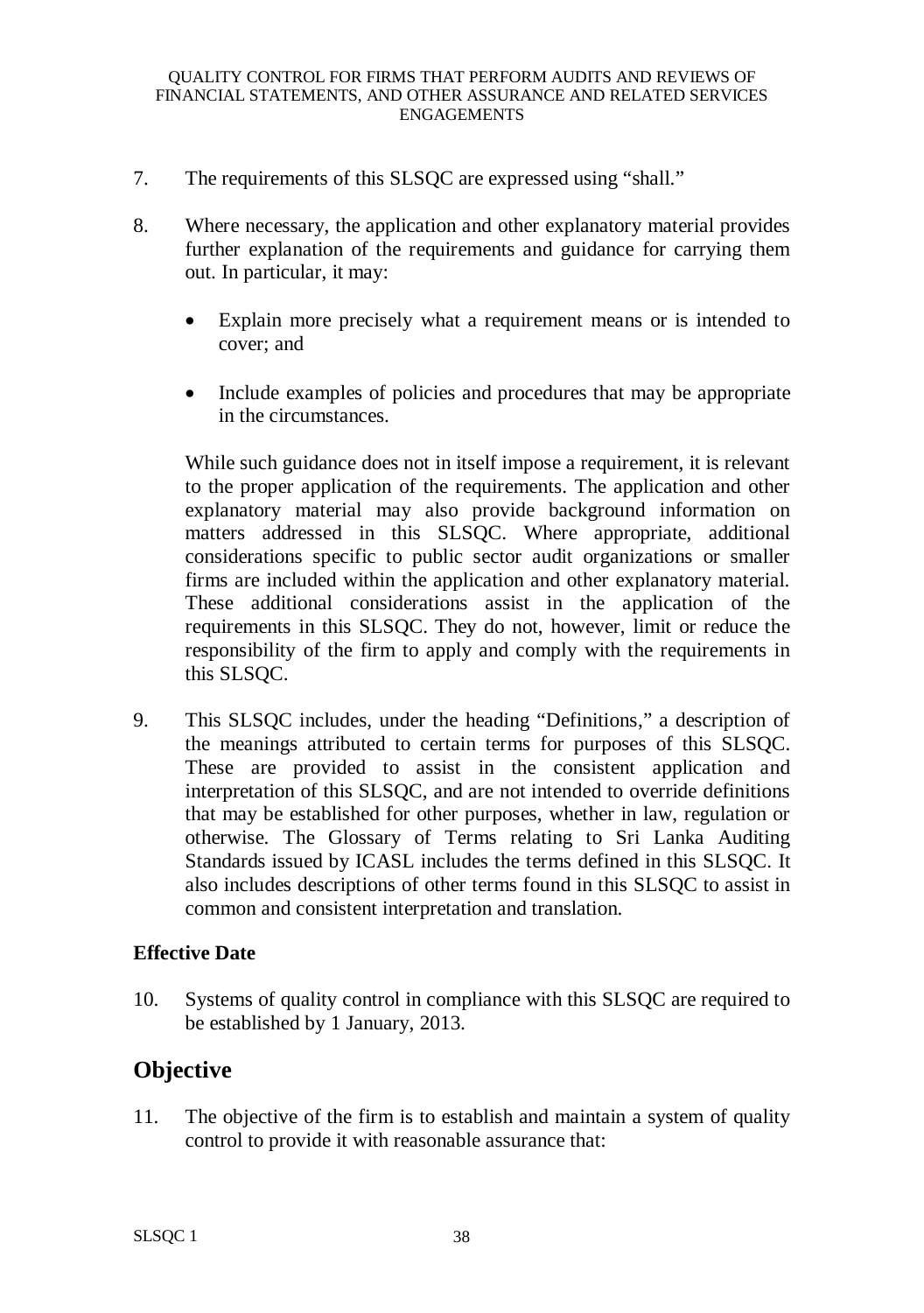7. The requirements of this SLSQC are expressed using "shall."

8. Where necessary, the application and other explanatory material provides further explanation of the requirements and guidance for carrying them out. In particular, it may:

   - Explain more precisely what a requirement means or is intended to cover; and

   - Include examples of policies and procedures that may be appropriate in the circumstances.

   While such guidance does not in itself impose a requirement, it is relevant to the proper application of the requirements. The application and other explanatory material may also provide background information on matters addressed in this SLSQC. Where appropriate, additional considerations specific to public sector audit organizations or smaller firms are included within the application and other explanatory material. These additional considerations assist in the application of the requirements in this SLSQC. They do not, however, limit or reduce the responsibility of the firm to apply and comply with the requirements in this SLSQC.

9. This SLSQC includes, under the heading "Definitions," a description of the meanings attributed to certain terms for purposes of this SLSQC. These are provided to assist in the consistent application and interpretation of this SLSQC, and are not intended to override definitions that may be established for other purposes, whether in law, regulation or otherwise. The Glossary of Terms relating to Sri Lanka Auditing Standards issued by ICASL includes the terms defined in this SLSQC. It also includes descriptions of other terms found in this SLSQC to assist in common and consistent interpretation and translation.

### Effective Date

10. Systems of quality control in compliance with this SLSQC are required to be established by 1 January, 2013.

## Objective

11. The objective of the firm is to establish and maintain a system of quality control to provide it with reasonable assurance that: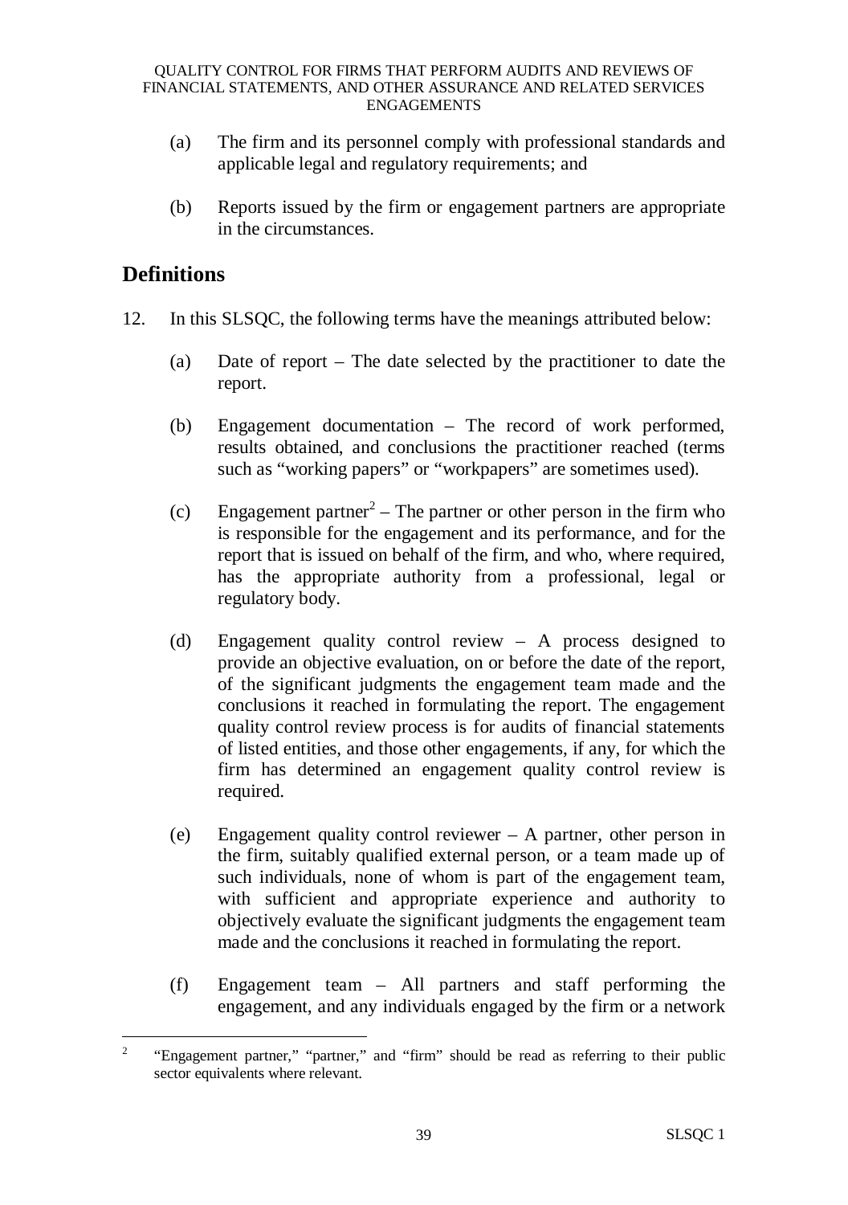(a) The firm and its personnel comply with professional standards and applicable legal and regulatory requirements; and

(b) Reports issued by the firm or engagement partners are appropriate in the circumstances.

## Definitions

12. In this SLSQC, the following terms have the meanings attributed below:

(a) Date of report – The date selected by the practitioner to date the report.

(b) Engagement documentation – The record of work performed, results obtained, and conclusions the practitioner reached (terms such as "working papers" or "workpapers" are sometimes used).

(c) Engagement partner[2] – The partner or other person in the firm who is responsible for the engagement and its performance, and for the report that is issued on behalf of the firm, and who, where required, has the appropriate authority from a professional, legal or regulatory body.

(d) Engagement quality control review – A process designed to provide an objective evaluation, on or before the date of the report, of the significant judgments the engagement team made and the conclusions it reached in formulating the report. The engagement quality control review process is for audits of financial statements of listed entities, and those other engagements, if any, for which the firm has determined an engagement quality control review is required.

(e) Engagement quality control reviewer – A partner, other person in the firm, suitably qualified external person, or a team made up of such individuals, none of whom is part of the engagement team, with sufficient and appropriate experience and authority to objectively evaluate the significant judgments the engagement team made and the conclusions it reached in formulating the report.

(f) Engagement team – All partners and staff performing the engagement, and any individuals engaged by the firm or a network

---

[2] "Engagement partner," "partner," and "firm" should be read as referring to their public sector equivalents where relevant.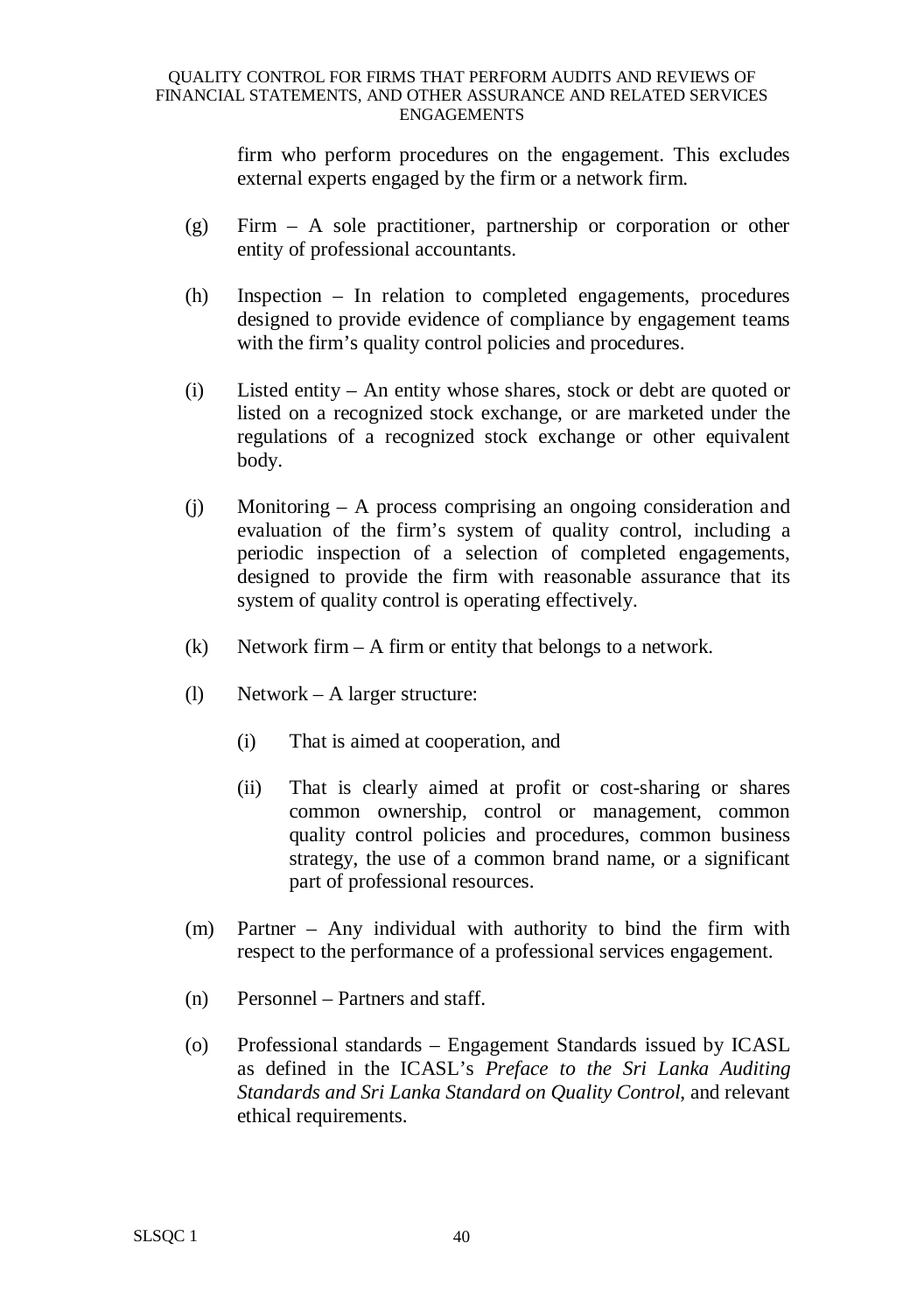firm who perform procedures on the engagement. This excludes external experts engaged by the firm or a network firm.

(g) Firm – A sole practitioner, partnership or corporation or other entity of professional accountants.

(h) Inspection – In relation to completed engagements, procedures designed to provide evidence of compliance by engagement teams with the firm's quality control policies and procedures.

(i) Listed entity – An entity whose shares, stock or debt are quoted or listed on a recognized stock exchange, or are marketed under the regulations of a recognized stock exchange or other equivalent body.

(j) Monitoring – A process comprising an ongoing consideration and evaluation of the firm's system of quality control, including a periodic inspection of a selection of completed engagements, designed to provide the firm with reasonable assurance that its system of quality control is operating effectively.

(k) Network firm – A firm or entity that belongs to a network.

(l) Network – A larger structure:

  (i) That is aimed at cooperation, and

  (ii) That is clearly aimed at profit or cost-sharing or shares common ownership, control or management, common quality control policies and procedures, common business strategy, the use of a common brand name, or a significant part of professional resources.

(m) Partner – Any individual with authority to bind the firm with respect to the performance of a professional services engagement.

(n) Personnel – Partners and staff.

(o) Professional standards – Engagement Standards issued by ICASL as defined in the ICASL's *Preface to the Sri Lanka Auditing Standards and Sri Lanka Standard on Quality Control*, and relevant ethical requirements.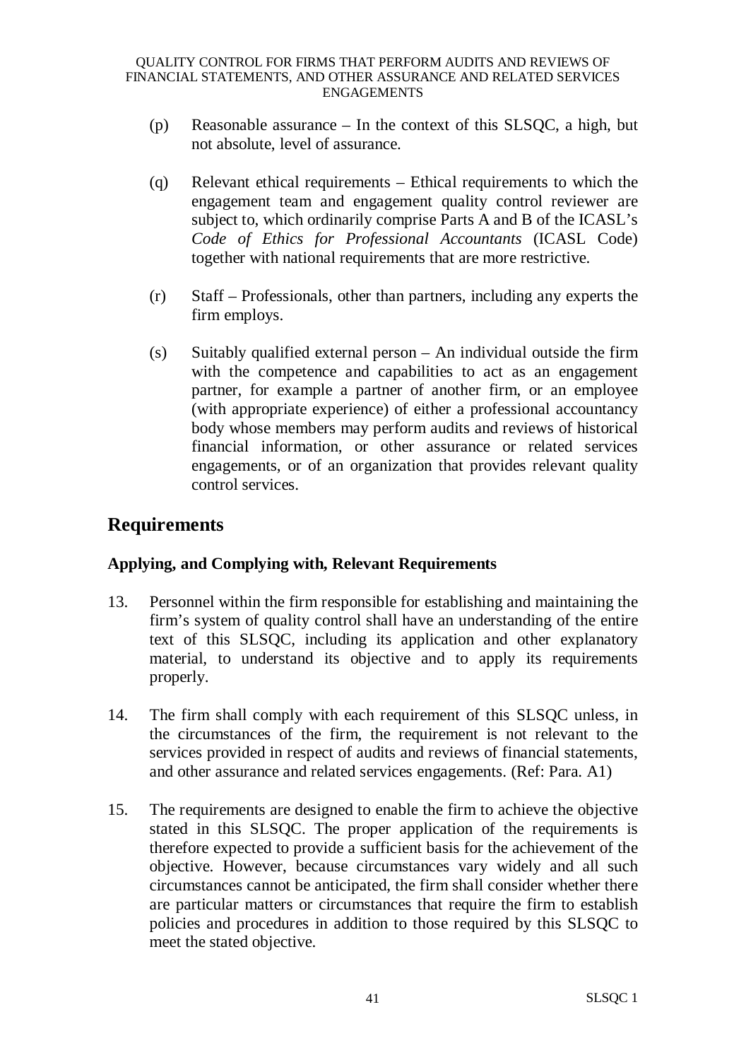(p) Reasonable assurance – In the context of this SLSQC, a high, but not absolute, level of assurance.

(q) Relevant ethical requirements – Ethical requirements to which the engagement team and engagement quality control reviewer are subject to, which ordinarily comprise Parts A and B of the ICASL's *Code of Ethics for Professional Accountants* (ICASL Code) together with national requirements that are more restrictive.

(r) Staff – Professionals, other than partners, including any experts the firm employs.

(s) Suitably qualified external person – An individual outside the firm with the competence and capabilities to act as an engagement partner, for example a partner of another firm, or an employee (with appropriate experience) of either a professional accountancy body whose members may perform audits and reviews of historical financial information, or other assurance or related services engagements, or of an organization that provides relevant quality control services.

## Requirements

### Applying, and Complying with, Relevant Requirements

13. Personnel within the firm responsible for establishing and maintaining the firm's system of quality control shall have an understanding of the entire text of this SLSQC, including its application and other explanatory material, to understand its objective and to apply its requirements properly.

14. The firm shall comply with each requirement of this SLSQC unless, in the circumstances of the firm, the requirement is not relevant to the services provided in respect of audits and reviews of financial statements, and other assurance and related services engagements. (Ref: Para. A1)

15. The requirements are designed to enable the firm to achieve the objective stated in this SLSQC. The proper application of the requirements is therefore expected to provide a sufficient basis for the achievement of the objective. However, because circumstances vary widely and all such circumstances cannot be anticipated, the firm shall consider whether there are particular matters or circumstances that require the firm to establish policies and procedures in addition to those required by this SLSQC to meet the stated objective.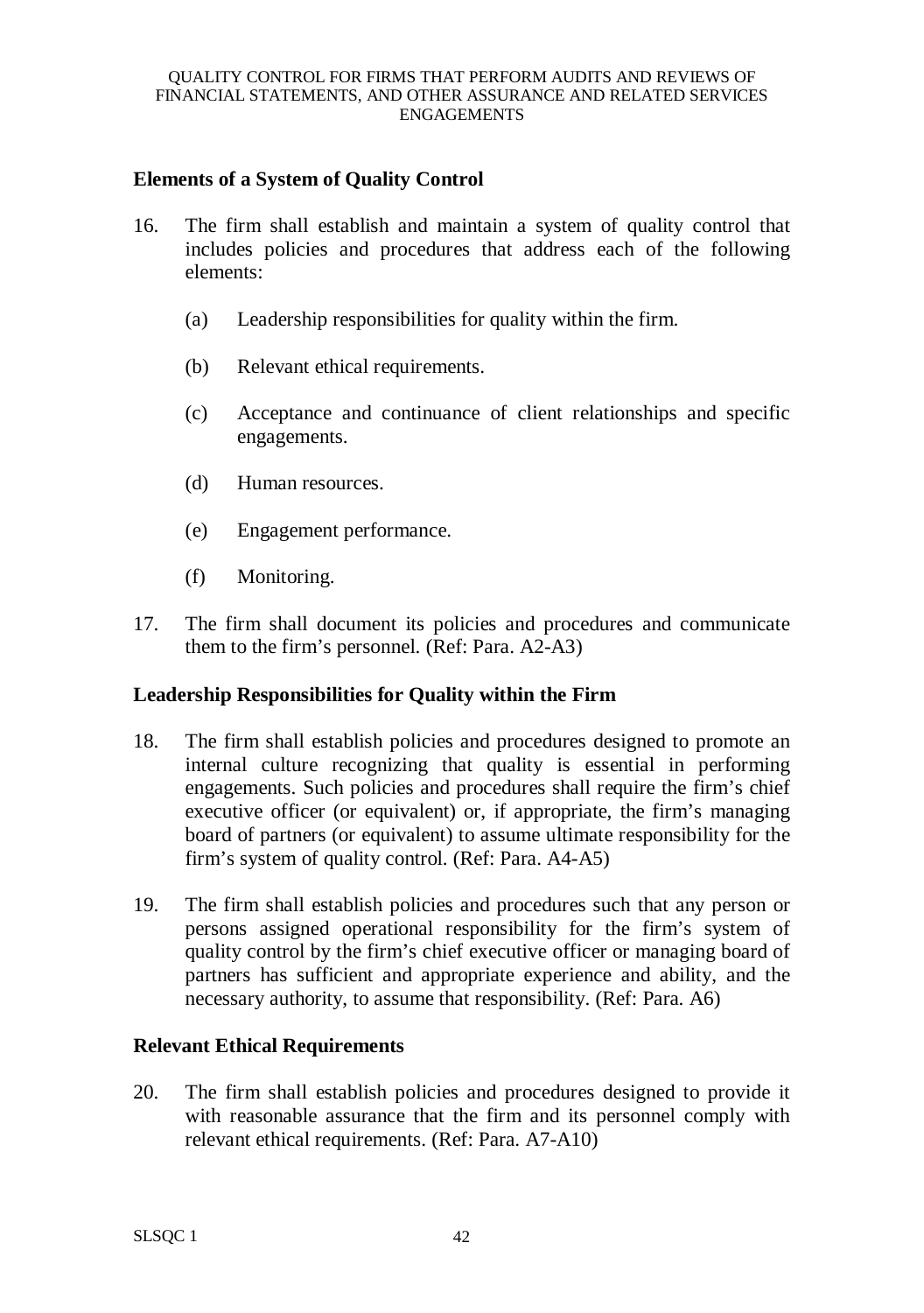### Elements of a System of Quality Control

16. The firm shall establish and maintain a system of quality control that includes policies and procedures that address each of the following elements:

    (a) Leadership responsibilities for quality within the firm.

    (b) Relevant ethical requirements.

    (c) Acceptance and continuance of client relationships and specific engagements.

    (d) Human resources.

    (e) Engagement performance.

    (f) Monitoring.

17. The firm shall document its policies and procedures and communicate them to the firm's personnel. (Ref: Para. A2-A3)

### Leadership Responsibilities for Quality within the Firm

18. The firm shall establish policies and procedures designed to promote an internal culture recognizing that quality is essential in performing engagements. Such policies and procedures shall require the firm's chief executive officer (or equivalent) or, if appropriate, the firm's managing board of partners (or equivalent) to assume ultimate responsibility for the firm's system of quality control. (Ref: Para. A4-A5)

19. The firm shall establish policies and procedures such that any person or persons assigned operational responsibility for the firm's system of quality control by the firm's chief executive officer or managing board of partners has sufficient and appropriate experience and ability, and the necessary authority, to assume that responsibility. (Ref: Para. A6)

### Relevant Ethical Requirements

20. The firm shall establish policies and procedures designed to provide it with reasonable assurance that the firm and its personnel comply with relevant ethical requirements. (Ref: Para. A7-A10)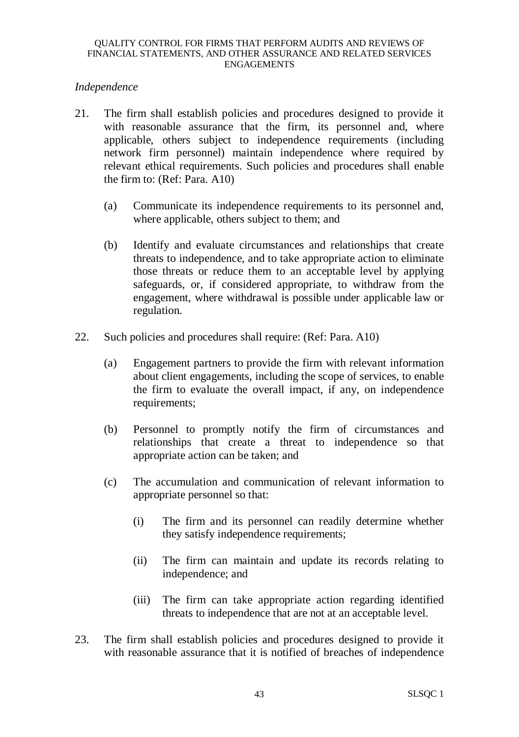*Independence*

21. The firm shall establish policies and procedures designed to provide it with reasonable assurance that the firm, its personnel and, where applicable, others subject to independence requirements (including network firm personnel) maintain independence where required by relevant ethical requirements. Such policies and procedures shall enable the firm to: (Ref: Para. A10)

    (a) Communicate its independence requirements to its personnel and, where applicable, others subject to them; and

    (b) Identify and evaluate circumstances and relationships that create threats to independence, and to take appropriate action to eliminate those threats or reduce them to an acceptable level by applying safeguards, or, if considered appropriate, to withdraw from the engagement, where withdrawal is possible under applicable law or regulation.

22. Such policies and procedures shall require: (Ref: Para. A10)

    (a) Engagement partners to provide the firm with relevant information about client engagements, including the scope of services, to enable the firm to evaluate the overall impact, if any, on independence requirements;

    (b) Personnel to promptly notify the firm of circumstances and relationships that create a threat to independence so that appropriate action can be taken; and

    (c) The accumulation and communication of relevant information to appropriate personnel so that:

        (i) The firm and its personnel can readily determine whether they satisfy independence requirements;

        (ii) The firm can maintain and update its records relating to independence; and

        (iii) The firm can take appropriate action regarding identified threats to independence that are not at an acceptable level.

23. The firm shall establish policies and procedures designed to provide it with reasonable assurance that it is notified of breaches of independence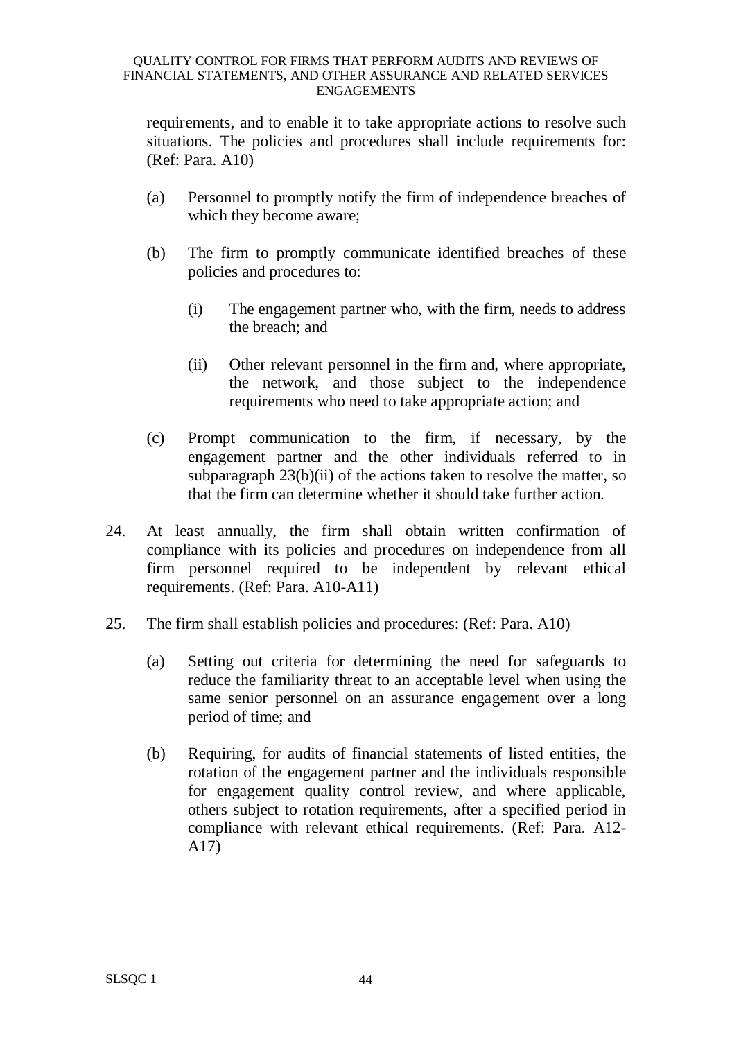requirements, and to enable it to take appropriate actions to resolve such situations. The policies and procedures shall include requirements for: (Ref: Para. A10)

(a) Personnel to promptly notify the firm of independence breaches of which they become aware;

(b) The firm to promptly communicate identified breaches of these policies and procedures to:

  (i) The engagement partner who, with the firm, needs to address the breach; and

  (ii) Other relevant personnel in the firm and, where appropriate, the network, and those subject to the independence requirements who need to take appropriate action; and

(c) Prompt communication to the firm, if necessary, by the engagement partner and the other individuals referred to in subparagraph 23(b)(ii) of the actions taken to resolve the matter, so that the firm can determine whether it should take further action.

24. At least annually, the firm shall obtain written confirmation of compliance with its policies and procedures on independence from all firm personnel required to be independent by relevant ethical requirements. (Ref: Para. A10-A11)

25. The firm shall establish policies and procedures: (Ref: Para. A10)

  (a) Setting out criteria for determining the need for safeguards to reduce the familiarity threat to an acceptable level when using the same senior personnel on an assurance engagement over a long period of time; and

  (b) Requiring, for audits of financial statements of listed entities, the rotation of the engagement partner and the individuals responsible for engagement quality control review, and where applicable, others subject to rotation requirements, after a specified period in compliance with relevant ethical requirements. (Ref: Para. A12-A17)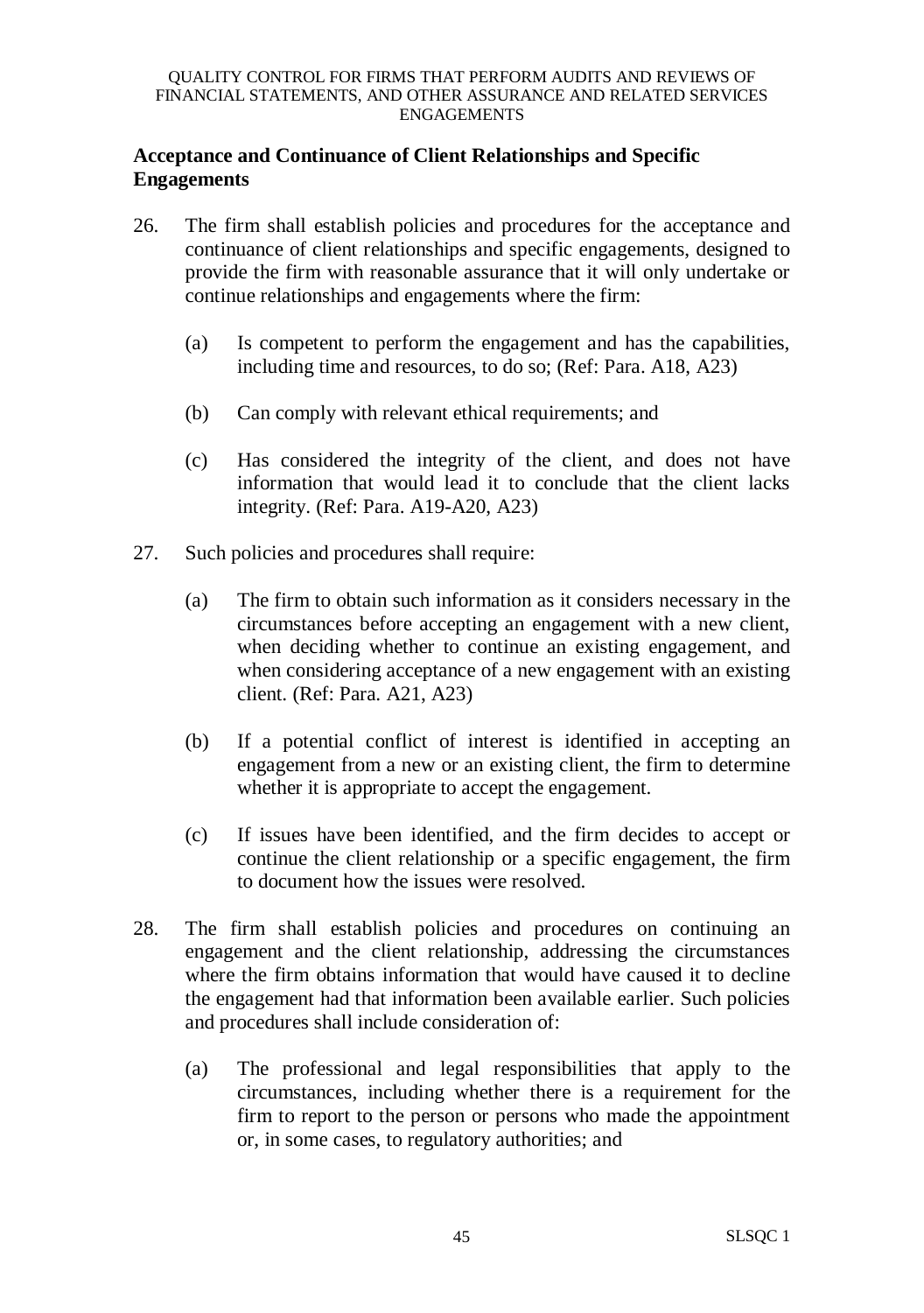## Acceptance and Continuance of Client Relationships and Specific Engagements

26. The firm shall establish policies and procedures for the acceptance and continuance of client relationships and specific engagements, designed to provide the firm with reasonable assurance that it will only undertake or continue relationships and engagements where the firm:

    (a) Is competent to perform the engagement and has the capabilities, including time and resources, to do so; (Ref: Para. A18, A23)

    (b) Can comply with relevant ethical requirements; and

    (c) Has considered the integrity of the client, and does not have information that would lead it to conclude that the client lacks integrity. (Ref: Para. A19-A20, A23)

27. Such policies and procedures shall require:

    (a) The firm to obtain such information as it considers necessary in the circumstances before accepting an engagement with a new client, when deciding whether to continue an existing engagement, and when considering acceptance of a new engagement with an existing client. (Ref: Para. A21, A23)

    (b) If a potential conflict of interest is identified in accepting an engagement from a new or an existing client, the firm to determine whether it is appropriate to accept the engagement.

    (c) If issues have been identified, and the firm decides to accept or continue the client relationship or a specific engagement, the firm to document how the issues were resolved.

28. The firm shall establish policies and procedures on continuing an engagement and the client relationship, addressing the circumstances where the firm obtains information that would have caused it to decline the engagement had that information been available earlier. Such policies and procedures shall include consideration of:

    (a) The professional and legal responsibilities that apply to the circumstances, including whether there is a requirement for the firm to report to the person or persons who made the appointment or, in some cases, to regulatory authorities; and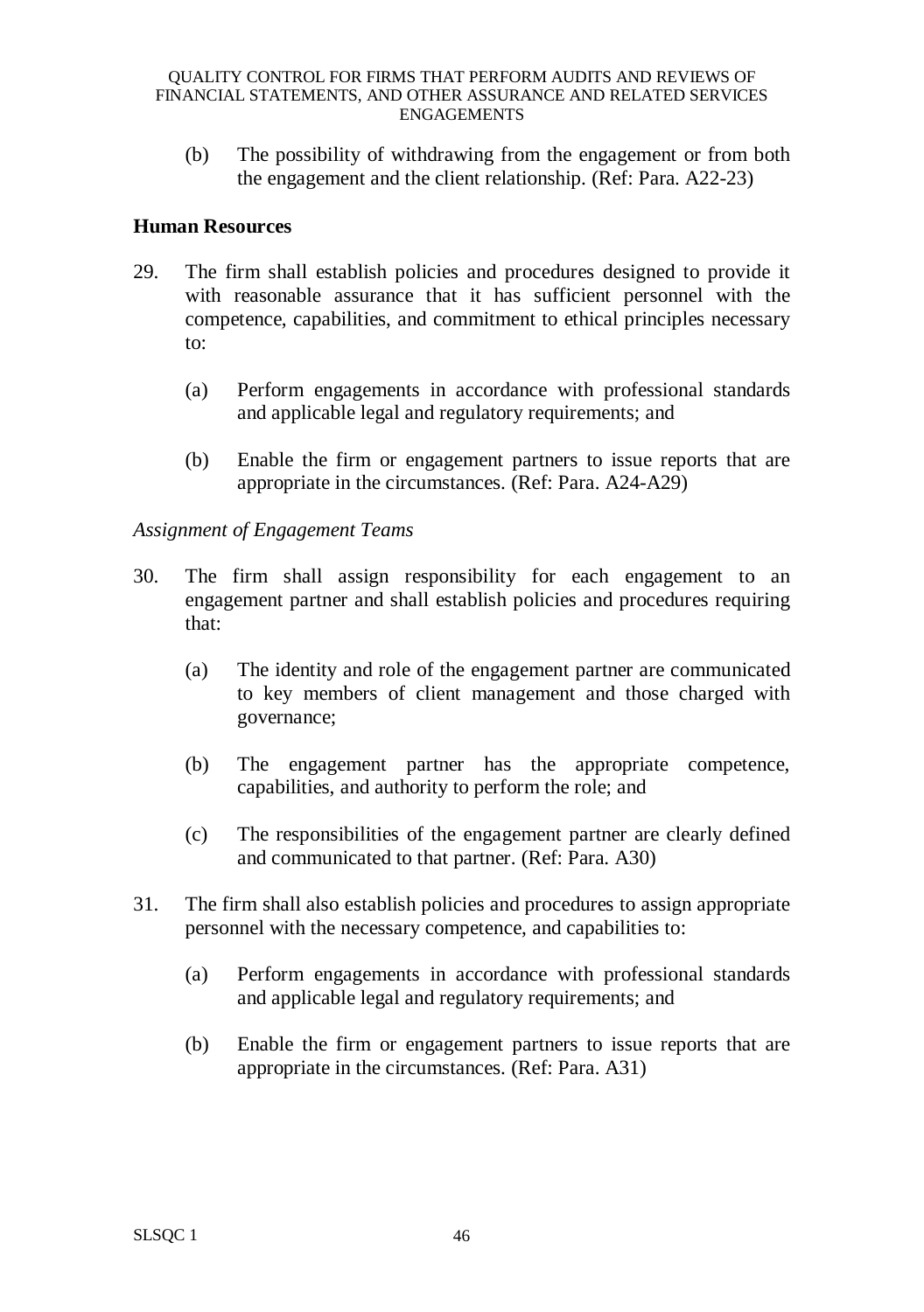(b) The possibility of withdrawing from the engagement or from both the engagement and the client relationship. (Ref: Para. A22-23)

## Human Resources

29. The firm shall establish policies and procedures designed to provide it with reasonable assurance that it has sufficient personnel with the competence, capabilities, and commitment to ethical principles necessary to:

    (a) Perform engagements in accordance with professional standards and applicable legal and regulatory requirements; and

    (b) Enable the firm or engagement partners to issue reports that are appropriate in the circumstances. (Ref: Para. A24-A29)

*Assignment of Engagement Teams*

30. The firm shall assign responsibility for each engagement to an engagement partner and shall establish policies and procedures requiring that:

    (a) The identity and role of the engagement partner are communicated to key members of client management and those charged with governance;

    (b) The engagement partner has the appropriate competence, capabilities, and authority to perform the role; and

    (c) The responsibilities of the engagement partner are clearly defined and communicated to that partner. (Ref: Para. A30)

31. The firm shall also establish policies and procedures to assign appropriate personnel with the necessary competence, and capabilities to:

    (a) Perform engagements in accordance with professional standards and applicable legal and regulatory requirements; and

    (b) Enable the firm or engagement partners to issue reports that are appropriate in the circumstances. (Ref: Para. A31)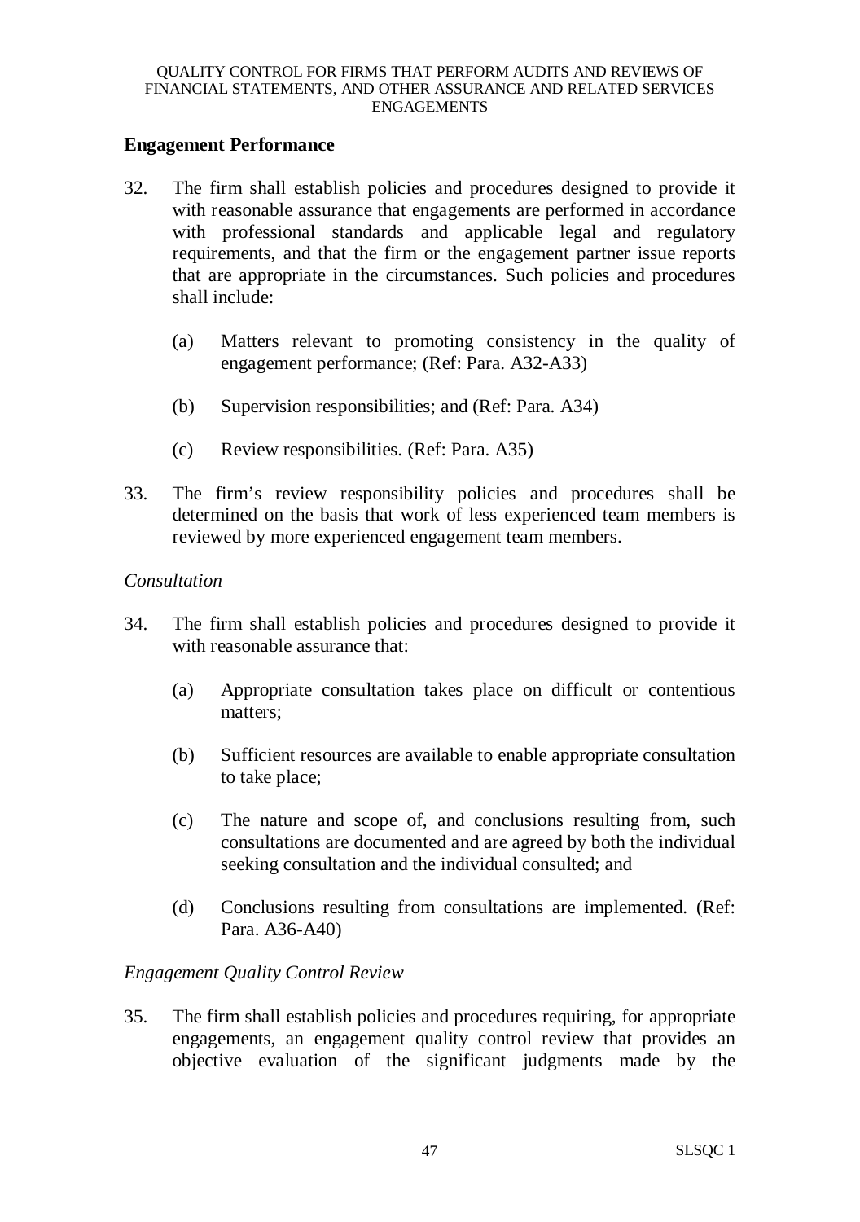## Engagement Performance

32. The firm shall establish policies and procedures designed to provide it with reasonable assurance that engagements are performed in accordance with professional standards and applicable legal and regulatory requirements, and that the firm or the engagement partner issue reports that are appropriate in the circumstances. Such policies and procedures shall include:

    (a) Matters relevant to promoting consistency in the quality of engagement performance; (Ref: Para. A32-A33)

    (b) Supervision responsibilities; and (Ref: Para. A34)

    (c) Review responsibilities. (Ref: Para. A35)

33. The firm's review responsibility policies and procedures shall be determined on the basis that work of less experienced team members is reviewed by more experienced engagement team members.

### *Consultation*

34. The firm shall establish policies and procedures designed to provide it with reasonable assurance that:

    (a) Appropriate consultation takes place on difficult or contentious matters;

    (b) Sufficient resources are available to enable appropriate consultation to take place;

    (c) The nature and scope of, and conclusions resulting from, such consultations are documented and are agreed by both the individual seeking consultation and the individual consulted; and

    (d) Conclusions resulting from consultations are implemented. (Ref: Para. A36-A40)

### *Engagement Quality Control Review*

35. The firm shall establish policies and procedures requiring, for appropriate engagements, an engagement quality control review that provides an objective evaluation of the significant judgments made by the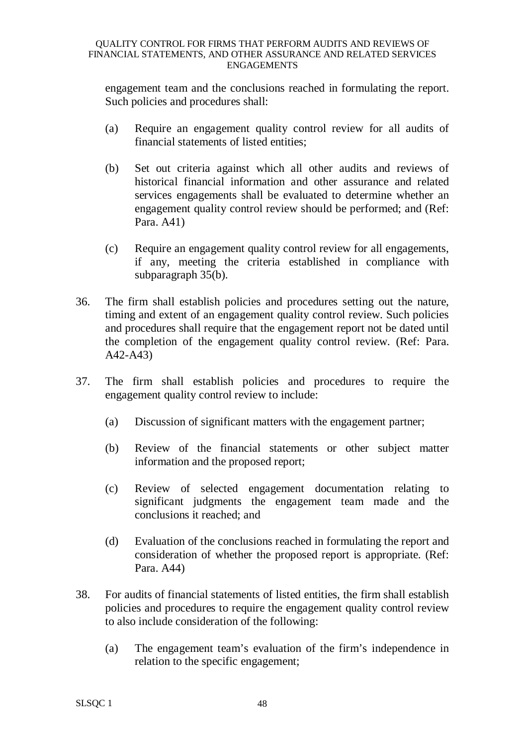engagement team and the conclusions reached in formulating the report. Such policies and procedures shall:

(a) Require an engagement quality control review for all audits of financial statements of listed entities;

(b) Set out criteria against which all other audits and reviews of historical financial information and other assurance and related services engagements shall be evaluated to determine whether an engagement quality control review should be performed; and (Ref: Para. A41)

(c) Require an engagement quality control review for all engagements, if any, meeting the criteria established in compliance with subparagraph 35(b).

36. The firm shall establish policies and procedures setting out the nature, timing and extent of an engagement quality control review. Such policies and procedures shall require that the engagement report not be dated until the completion of the engagement quality control review. (Ref: Para. A42-A43)

37. The firm shall establish policies and procedures to require the engagement quality control review to include:

(a) Discussion of significant matters with the engagement partner;

(b) Review of the financial statements or other subject matter information and the proposed report;

(c) Review of selected engagement documentation relating to significant judgments the engagement team made and the conclusions it reached; and

(d) Evaluation of the conclusions reached in formulating the report and consideration of whether the proposed report is appropriate. (Ref: Para. A44)

38. For audits of financial statements of listed entities, the firm shall establish policies and procedures to require the engagement quality control review to also include consideration of the following:

(a) The engagement team's evaluation of the firm's independence in relation to the specific engagement;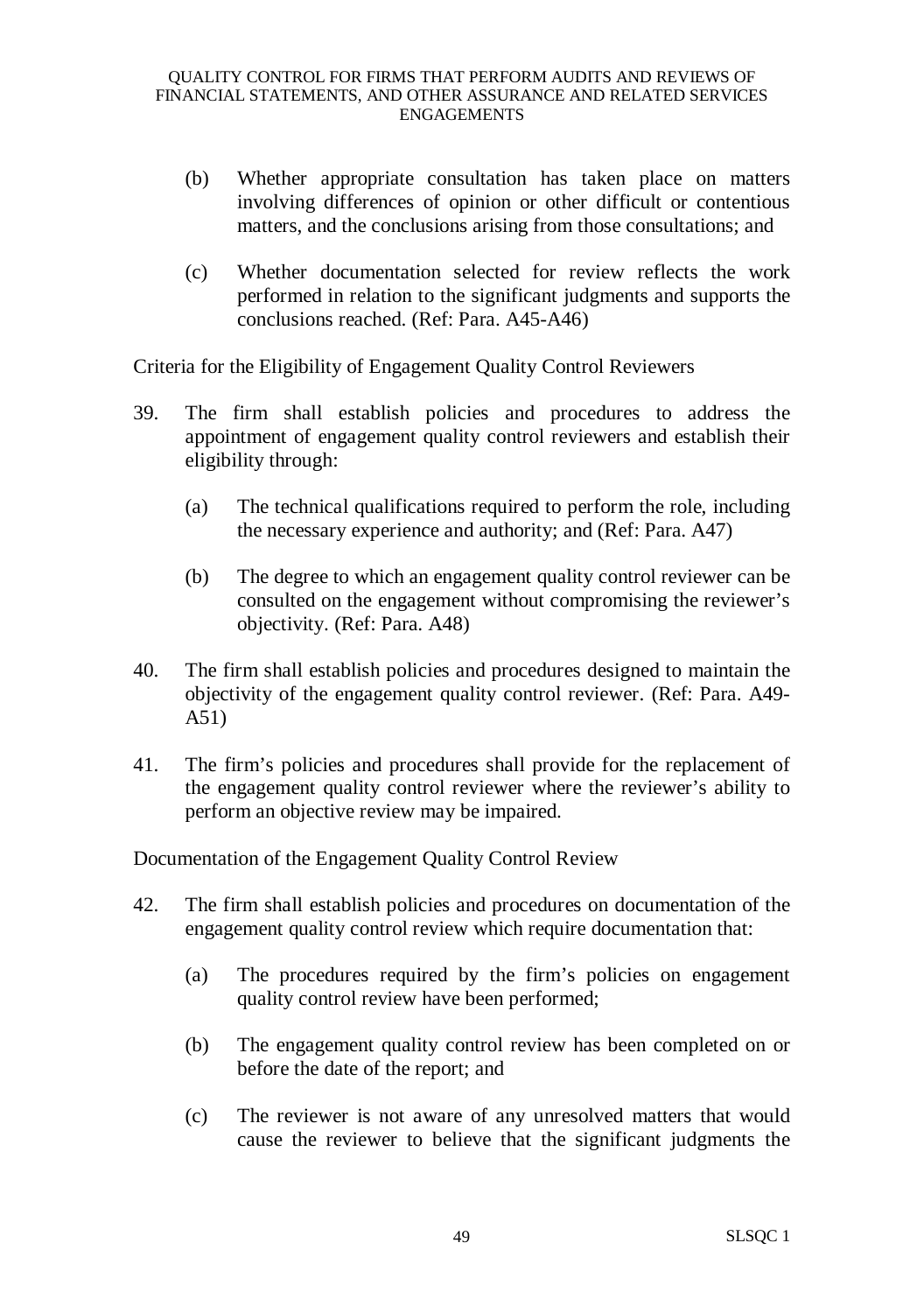(b) Whether appropriate consultation has taken place on matters involving differences of opinion or other difficult or contentious matters, and the conclusions arising from those consultations; and

(c) Whether documentation selected for review reflects the work performed in relation to the significant judgments and supports the conclusions reached. (Ref: Para. A45-A46)

### Criteria for the Eligibility of Engagement Quality Control Reviewers

39. The firm shall establish policies and procedures to address the appointment of engagement quality control reviewers and establish their eligibility through:

    (a) The technical qualifications required to perform the role, including the necessary experience and authority; and (Ref: Para. A47)

    (b) The degree to which an engagement quality control reviewer can be consulted on the engagement without compromising the reviewer's objectivity. (Ref: Para. A48)

40. The firm shall establish policies and procedures designed to maintain the objectivity of the engagement quality control reviewer. (Ref: Para. A49-A51)

41. The firm's policies and procedures shall provide for the replacement of the engagement quality control reviewer where the reviewer's ability to perform an objective review may be impaired.

### Documentation of the Engagement Quality Control Review

42. The firm shall establish policies and procedures on documentation of the engagement quality control review which require documentation that:

    (a) The procedures required by the firm's policies on engagement quality control review have been performed;

    (b) The engagement quality control review has been completed on or before the date of the report; and

    (c) The reviewer is not aware of any unresolved matters that would cause the reviewer to believe that the significant judgments the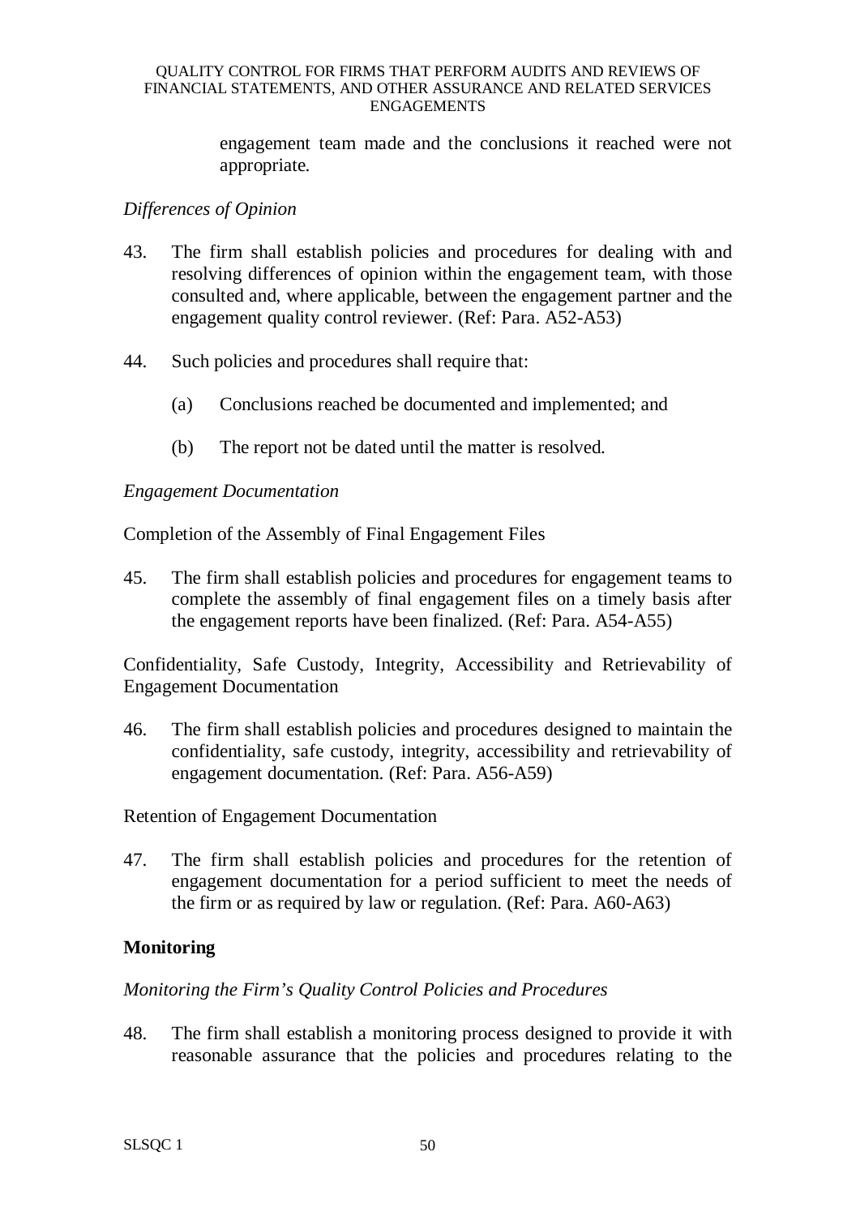engagement team made and the conclusions it reached were not appropriate.

*Differences of Opinion*

43. The firm shall establish policies and procedures for dealing with and resolving differences of opinion within the engagement team, with those consulted and, where applicable, between the engagement partner and the engagement quality control reviewer. (Ref: Para. A52-A53)

44. Such policies and procedures shall require that:

    (a) Conclusions reached be documented and implemented; and

    (b) The report not be dated until the matter is resolved.

*Engagement Documentation*

Completion of the Assembly of Final Engagement Files

45. The firm shall establish policies and procedures for engagement teams to complete the assembly of final engagement files on a timely basis after the engagement reports have been finalized. (Ref: Para. A54-A55)

Confidentiality, Safe Custody, Integrity, Accessibility and Retrievability of Engagement Documentation

46. The firm shall establish policies and procedures designed to maintain the confidentiality, safe custody, integrity, accessibility and retrievability of engagement documentation. (Ref: Para. A56-A59)

Retention of Engagement Documentation

47. The firm shall establish policies and procedures for the retention of engagement documentation for a period sufficient to meet the needs of the firm or as required by law or regulation. (Ref: Para. A60-A63)

**Monitoring**

*Monitoring the Firm's Quality Control Policies and Procedures*

48. The firm shall establish a monitoring process designed to provide it with reasonable assurance that the policies and procedures relating to the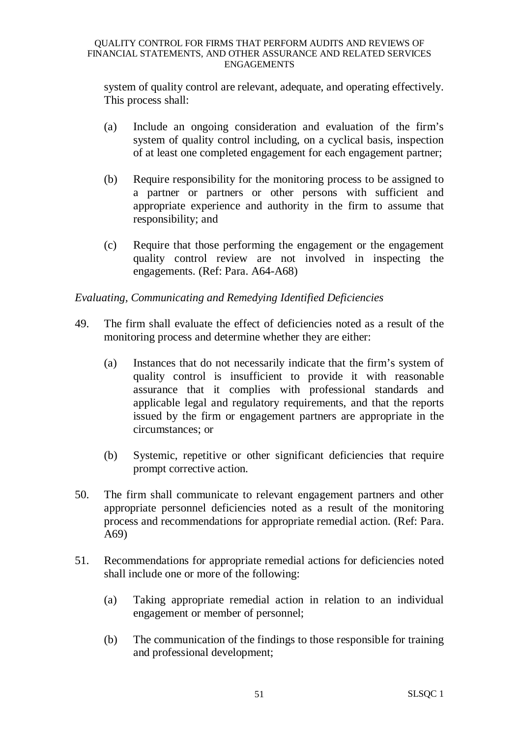system of quality control are relevant, adequate, and operating effectively. This process shall:

(a) Include an ongoing consideration and evaluation of the firm's system of quality control including, on a cyclical basis, inspection of at least one completed engagement for each engagement partner;

(b) Require responsibility for the monitoring process to be assigned to a partner or partners or other persons with sufficient and appropriate experience and authority in the firm to assume that responsibility; and

(c) Require that those performing the engagement or the engagement quality control review are not involved in inspecting the engagements. (Ref: Para. A64-A68)

*Evaluating, Communicating and Remedying Identified Deficiencies*

49. The firm shall evaluate the effect of deficiencies noted as a result of the monitoring process and determine whether they are either:

 (a) Instances that do not necessarily indicate that the firm's system of quality control is insufficient to provide it with reasonable assurance that it complies with professional standards and applicable legal and regulatory requirements, and that the reports issued by the firm or engagement partners are appropriate in the circumstances; or

 (b) Systemic, repetitive or other significant deficiencies that require prompt corrective action.

50. The firm shall communicate to relevant engagement partners and other appropriate personnel deficiencies noted as a result of the monitoring process and recommendations for appropriate remedial action. (Ref: Para. A69)

51. Recommendations for appropriate remedial actions for deficiencies noted shall include one or more of the following:

 (a) Taking appropriate remedial action in relation to an individual engagement or member of personnel;

 (b) The communication of the findings to those responsible for training and professional development;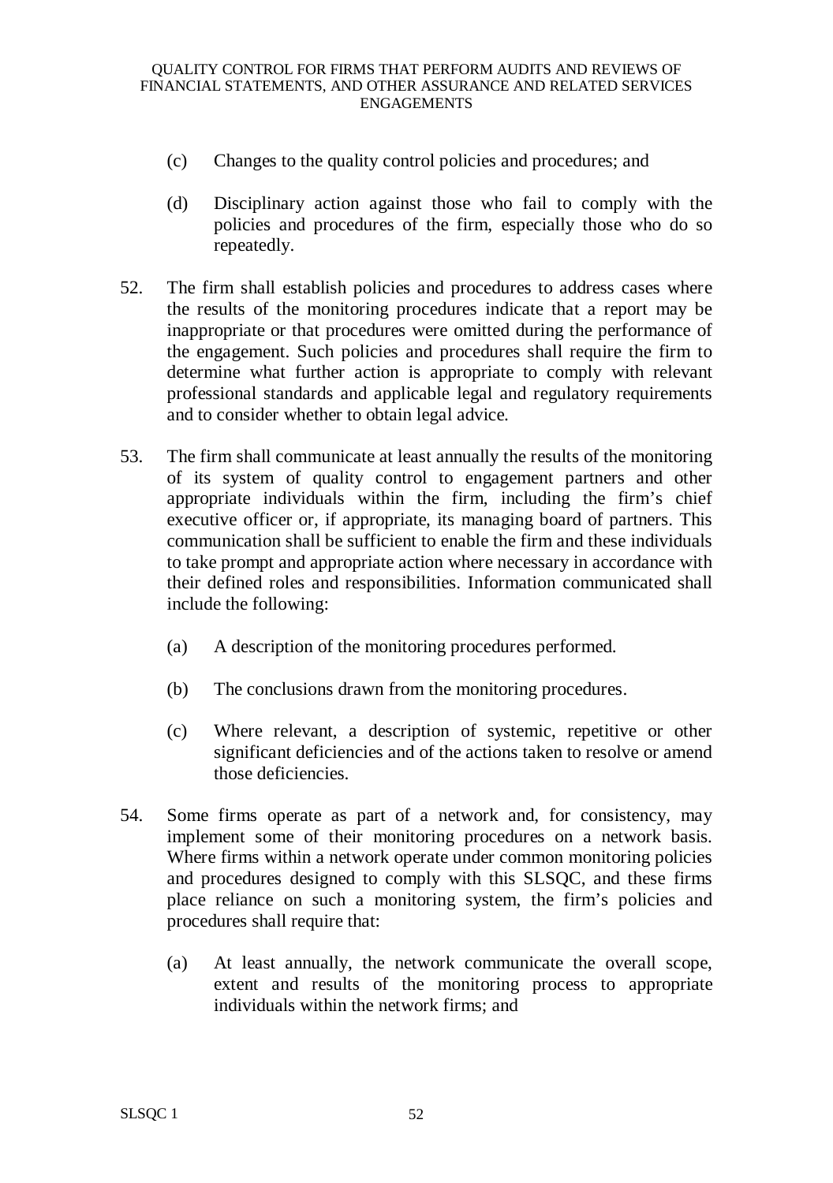(c) Changes to the quality control policies and procedures; and

(d) Disciplinary action against those who fail to comply with the policies and procedures of the firm, especially those who do so repeatedly.

52. The firm shall establish policies and procedures to address cases where the results of the monitoring procedures indicate that a report may be inappropriate or that procedures were omitted during the performance of the engagement. Such policies and procedures shall require the firm to determine what further action is appropriate to comply with relevant professional standards and applicable legal and regulatory requirements and to consider whether to obtain legal advice.

53. The firm shall communicate at least annually the results of the monitoring of its system of quality control to engagement partners and other appropriate individuals within the firm, including the firm's chief executive officer or, if appropriate, its managing board of partners. This communication shall be sufficient to enable the firm and these individuals to take prompt and appropriate action where necessary in accordance with their defined roles and responsibilities. Information communicated shall include the following:

(a) A description of the monitoring procedures performed.

(b) The conclusions drawn from the monitoring procedures.

(c) Where relevant, a description of systemic, repetitive or other significant deficiencies and of the actions taken to resolve or amend those deficiencies.

54. Some firms operate as part of a network and, for consistency, may implement some of their monitoring procedures on a network basis. Where firms within a network operate under common monitoring policies and procedures designed to comply with this SLSQC, and these firms place reliance on such a monitoring system, the firm's policies and procedures shall require that:

(a) At least annually, the network communicate the overall scope, extent and results of the monitoring process to appropriate individuals within the network firms; and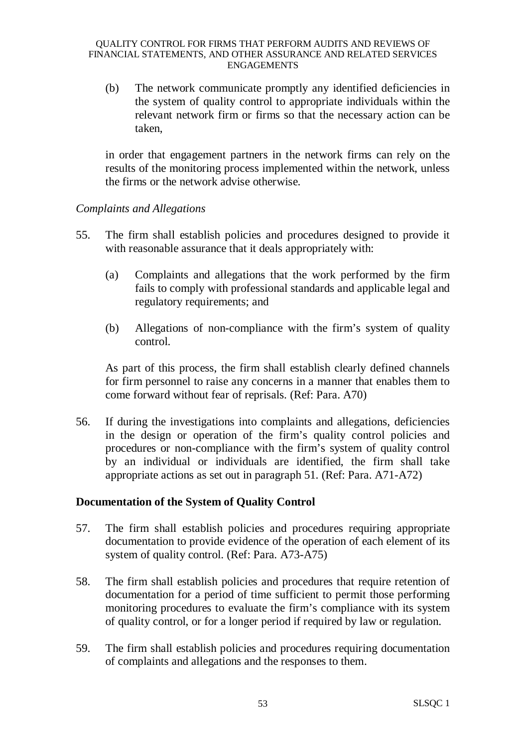(b) The network communicate promptly any identified deficiencies in the system of quality control to appropriate individuals within the relevant network firm or firms so that the necessary action can be taken,

in order that engagement partners in the network firms can rely on the results of the monitoring process implemented within the network, unless the firms or the network advise otherwise.

*Complaints and Allegations*

55. The firm shall establish policies and procedures designed to provide it with reasonable assurance that it deals appropriately with:

    (a) Complaints and allegations that the work performed by the firm fails to comply with professional standards and applicable legal and regulatory requirements; and

    (b) Allegations of non-compliance with the firm's system of quality control.

    As part of this process, the firm shall establish clearly defined channels for firm personnel to raise any concerns in a manner that enables them to come forward without fear of reprisals. (Ref: Para. A70)

56. If during the investigations into complaints and allegations, deficiencies in the design or operation of the firm's quality control policies and procedures or non-compliance with the firm's system of quality control by an individual or individuals are identified, the firm shall take appropriate actions as set out in paragraph 51. (Ref: Para. A71-A72)

**Documentation of the System of Quality Control**

57. The firm shall establish policies and procedures requiring appropriate documentation to provide evidence of the operation of each element of its system of quality control. (Ref: Para. A73-A75)

58. The firm shall establish policies and procedures that require retention of documentation for a period of time sufficient to permit those performing monitoring procedures to evaluate the firm's compliance with its system of quality control, or for a longer period if required by law or regulation.

59. The firm shall establish policies and procedures requiring documentation of complaints and allegations and the responses to them.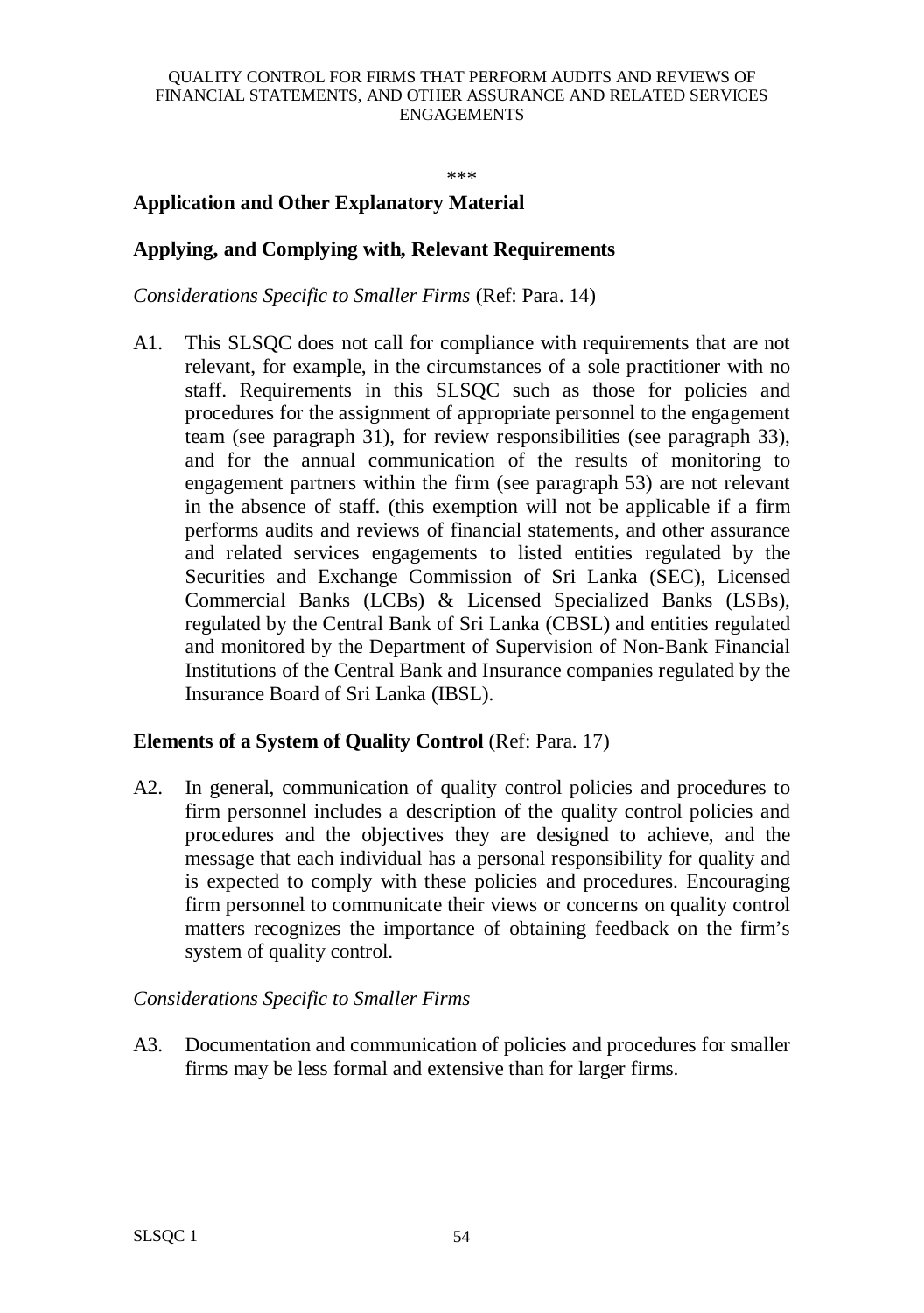\*\*\*

## Application and Other Explanatory Material

### Applying, and Complying with, Relevant Requirements

*Considerations Specific to Smaller Firms* (Ref: Para. 14)

A1. This SLSQC does not call for compliance with requirements that are not relevant, for example, in the circumstances of a sole practitioner with no staff. Requirements in this SLSQC such as those for policies and procedures for the assignment of appropriate personnel to the engagement team (see paragraph 31), for review responsibilities (see paragraph 33), and for the annual communication of the results of monitoring to engagement partners within the firm (see paragraph 53) are not relevant in the absence of staff. (this exemption will not be applicable if a firm performs audits and reviews of financial statements, and other assurance and related services engagements to listed entities regulated by the Securities and Exchange Commission of Sri Lanka (SEC), Licensed Commercial Banks (LCBs) & Licensed Specialized Banks (LSBs), regulated by the Central Bank of Sri Lanka (CBSL) and entities regulated and monitored by the Department of Supervision of Non-Bank Financial Institutions of the Central Bank and Insurance companies regulated by the Insurance Board of Sri Lanka (IBSL).

### Elements of a System of Quality Control (Ref: Para. 17)

A2. In general, communication of quality control policies and procedures to firm personnel includes a description of the quality control policies and procedures and the objectives they are designed to achieve, and the message that each individual has a personal responsibility for quality and is expected to comply with these policies and procedures. Encouraging firm personnel to communicate their views or concerns on quality control matters recognizes the importance of obtaining feedback on the firm's system of quality control.

*Considerations Specific to Smaller Firms*

A3. Documentation and communication of policies and procedures for smaller firms may be less formal and extensive than for larger firms.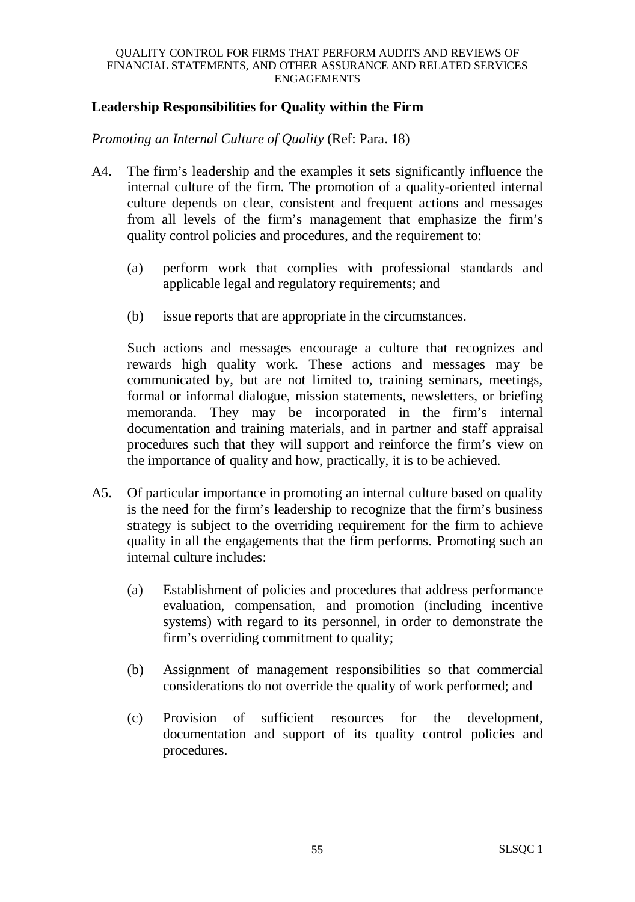## Leadership Responsibilities for Quality within the Firm

*Promoting an Internal Culture of Quality* (Ref: Para. 18)

A4. The firm's leadership and the examples it sets significantly influence the internal culture of the firm. The promotion of a quality-oriented internal culture depends on clear, consistent and frequent actions and messages from all levels of the firm's management that emphasize the firm's quality control policies and procedures, and the requirement to:

(a) perform work that complies with professional standards and applicable legal and regulatory requirements; and

(b) issue reports that are appropriate in the circumstances.

Such actions and messages encourage a culture that recognizes and rewards high quality work. These actions and messages may be communicated by, but are not limited to, training seminars, meetings, formal or informal dialogue, mission statements, newsletters, or briefing memoranda. They may be incorporated in the firm's internal documentation and training materials, and in partner and staff appraisal procedures such that they will support and reinforce the firm's view on the importance of quality and how, practically, it is to be achieved.

A5. Of particular importance in promoting an internal culture based on quality is the need for the firm's leadership to recognize that the firm's business strategy is subject to the overriding requirement for the firm to achieve quality in all the engagements that the firm performs. Promoting such an internal culture includes:

(a) Establishment of policies and procedures that address performance evaluation, compensation, and promotion (including incentive systems) with regard to its personnel, in order to demonstrate the firm's overriding commitment to quality;

(b) Assignment of management responsibilities so that commercial considerations do not override the quality of work performed; and

(c) Provision of sufficient resources for the development, documentation and support of its quality control policies and procedures.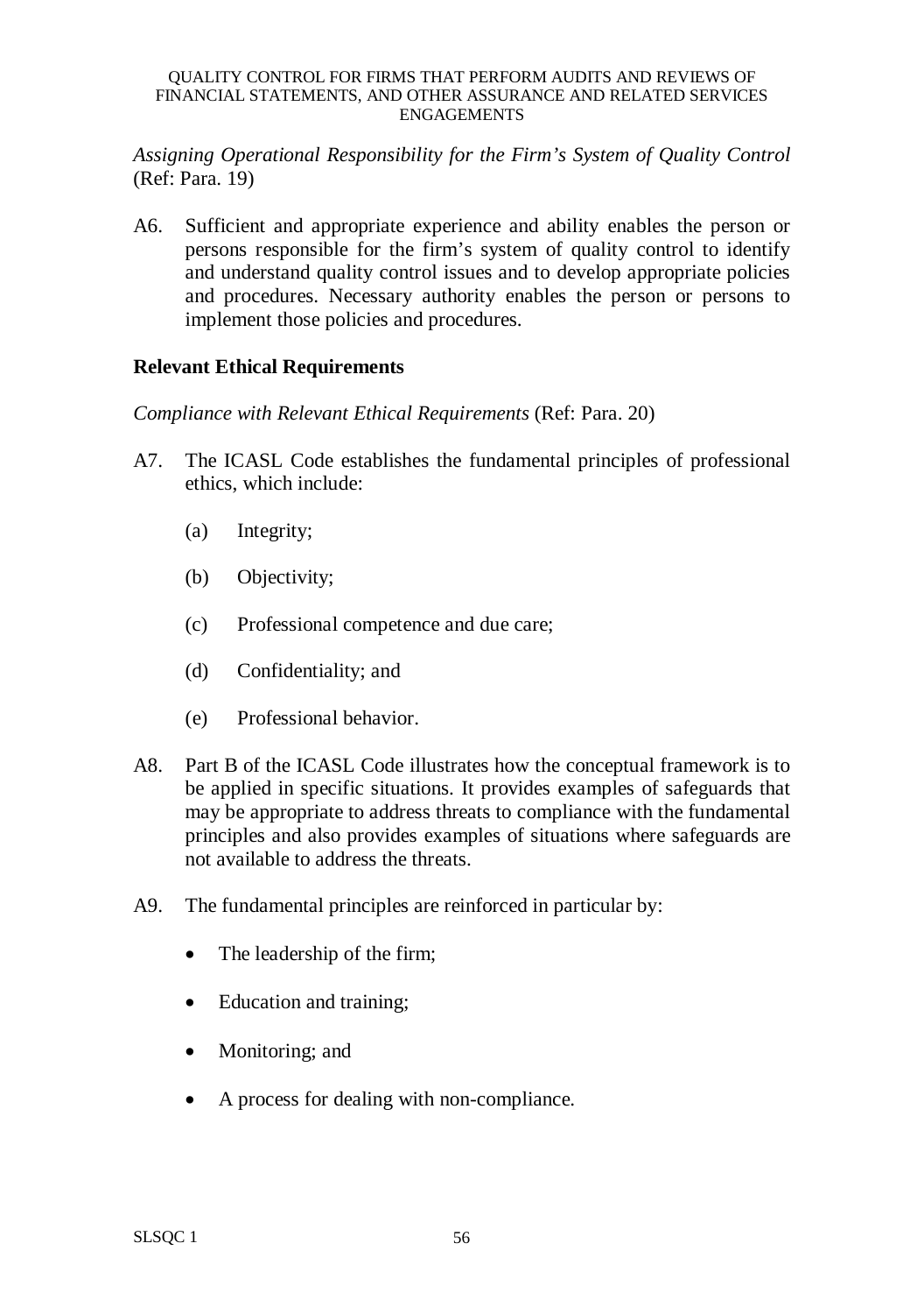*Assigning Operational Responsibility for the Firm's System of Quality Control* (Ref: Para. 19)

A6. Sufficient and appropriate experience and ability enables the person or persons responsible for the firm's system of quality control to identify and understand quality control issues and to develop appropriate policies and procedures. Necessary authority enables the person or persons to implement those policies and procedures.

## Relevant Ethical Requirements

*Compliance with Relevant Ethical Requirements* (Ref: Para. 20)

A7. The ICASL Code establishes the fundamental principles of professional ethics, which include:

- (a) Integrity;
- (b) Objectivity;
- (c) Professional competence and due care;
- (d) Confidentiality; and
- (e) Professional behavior.

A8. Part B of the ICASL Code illustrates how the conceptual framework is to be applied in specific situations. It provides examples of safeguards that may be appropriate to address threats to compliance with the fundamental principles and also provides examples of situations where safeguards are not available to address the threats.

A9. The fundamental principles are reinforced in particular by:

- The leadership of the firm;
- Education and training;
- Monitoring; and
- A process for dealing with non-compliance.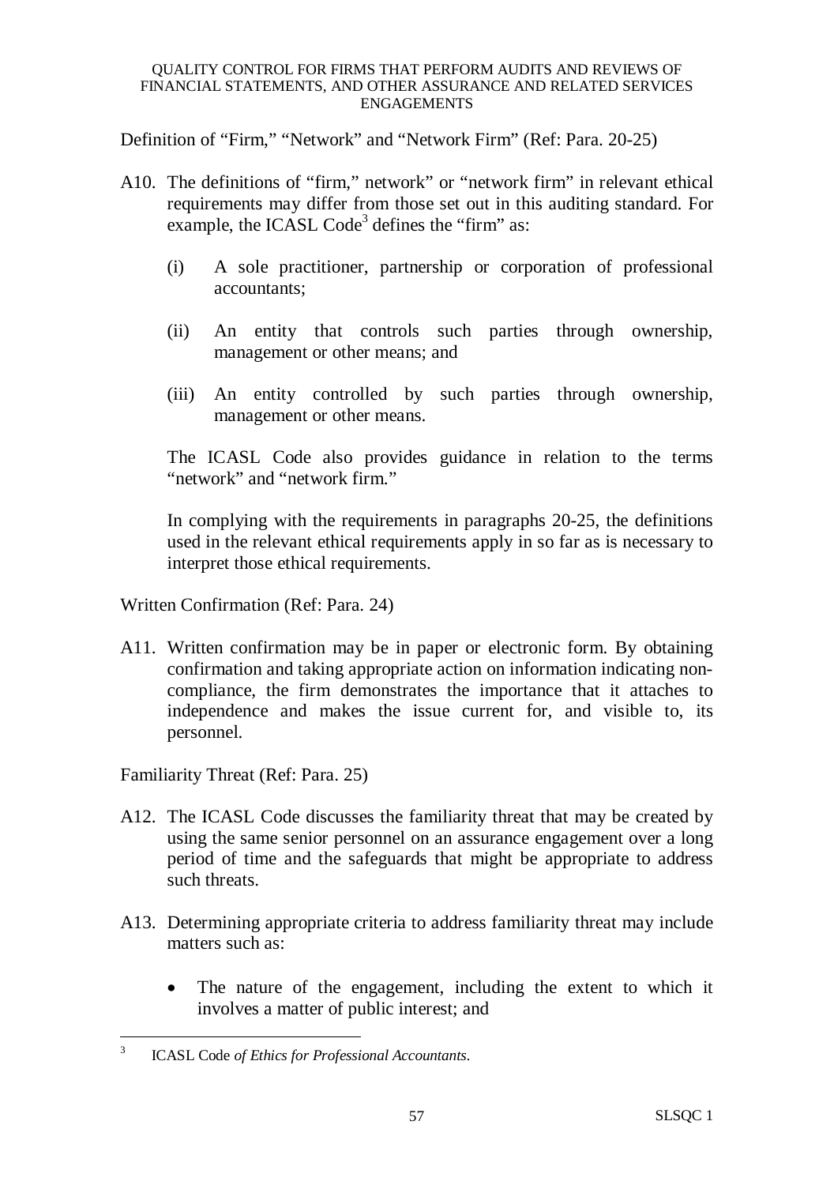Definition of "Firm," "Network" and "Network Firm" (Ref: Para. 20-25)

A10. The definitions of "firm," network" or "network firm" in relevant ethical requirements may differ from those set out in this auditing standard. For example, the ICASL Code[3] defines the "firm" as:

(i) A sole practitioner, partnership or corporation of professional accountants;

(ii) An entity that controls such parties through ownership, management or other means; and

(iii) An entity controlled by such parties through ownership, management or other means.

The ICASL Code also provides guidance in relation to the terms "network" and "network firm."

In complying with the requirements in paragraphs 20-25, the definitions used in the relevant ethical requirements apply in so far as is necessary to interpret those ethical requirements.

Written Confirmation (Ref: Para. 24)

A11. Written confirmation may be in paper or electronic form. By obtaining confirmation and taking appropriate action on information indicating non-compliance, the firm demonstrates the importance that it attaches to independence and makes the issue current for, and visible to, its personnel.

Familiarity Threat (Ref: Para. 25)

A12. The ICASL Code discusses the familiarity threat that may be created by using the same senior personnel on an assurance engagement over a long period of time and the safeguards that might be appropriate to address such threats.

A13. Determining appropriate criteria to address familiarity threat may include matters such as:

- The nature of the engagement, including the extent to which it involves a matter of public interest; and

[3] ICASL Code *of Ethics for Professional Accountants.*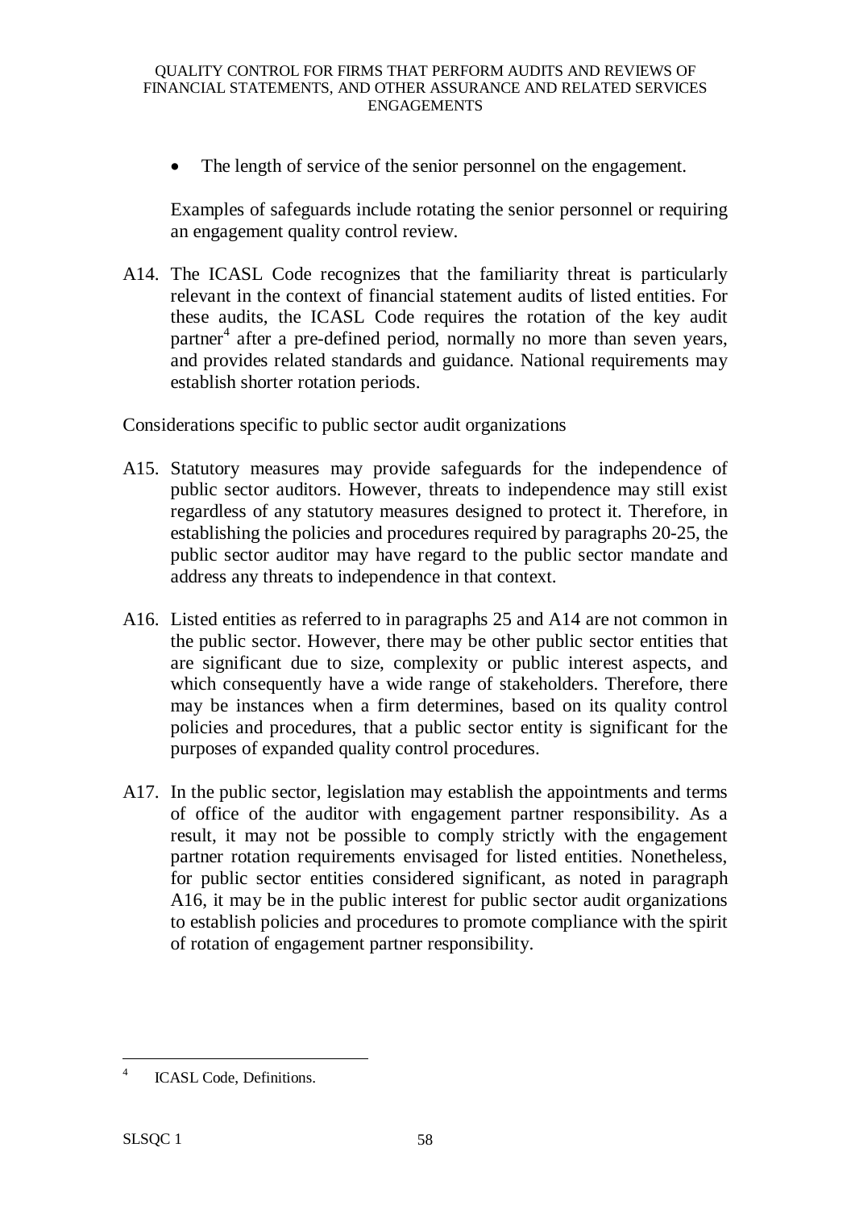- The length of service of the senior personnel on the engagement.

  Examples of safeguards include rotating the senior personnel or requiring an engagement quality control review.

A14. The ICASL Code recognizes that the familiarity threat is particularly relevant in the context of financial statement audits of listed entities. For these audits, the ICASL Code requires the rotation of the key audit partner[4] after a pre-defined period, normally no more than seven years, and provides related standards and guidance. National requirements may establish shorter rotation periods.

Considerations specific to public sector audit organizations

A15. Statutory measures may provide safeguards for the independence of public sector auditors. However, threats to independence may still exist regardless of any statutory measures designed to protect it. Therefore, in establishing the policies and procedures required by paragraphs 20-25, the public sector auditor may have regard to the public sector mandate and address any threats to independence in that context.

A16. Listed entities as referred to in paragraphs 25 and A14 are not common in the public sector. However, there may be other public sector entities that are significant due to size, complexity or public interest aspects, and which consequently have a wide range of stakeholders. Therefore, there may be instances when a firm determines, based on its quality control policies and procedures, that a public sector entity is significant for the purposes of expanded quality control procedures.

A17. In the public sector, legislation may establish the appointments and terms of office of the auditor with engagement partner responsibility. As a result, it may not be possible to comply strictly with the engagement partner rotation requirements envisaged for listed entities. Nonetheless, for public sector entities considered significant, as noted in paragraph A16, it may be in the public interest for public sector audit organizations to establish policies and procedures to promote compliance with the spirit of rotation of engagement partner responsibility.

---

[4] ICASL Code, Definitions.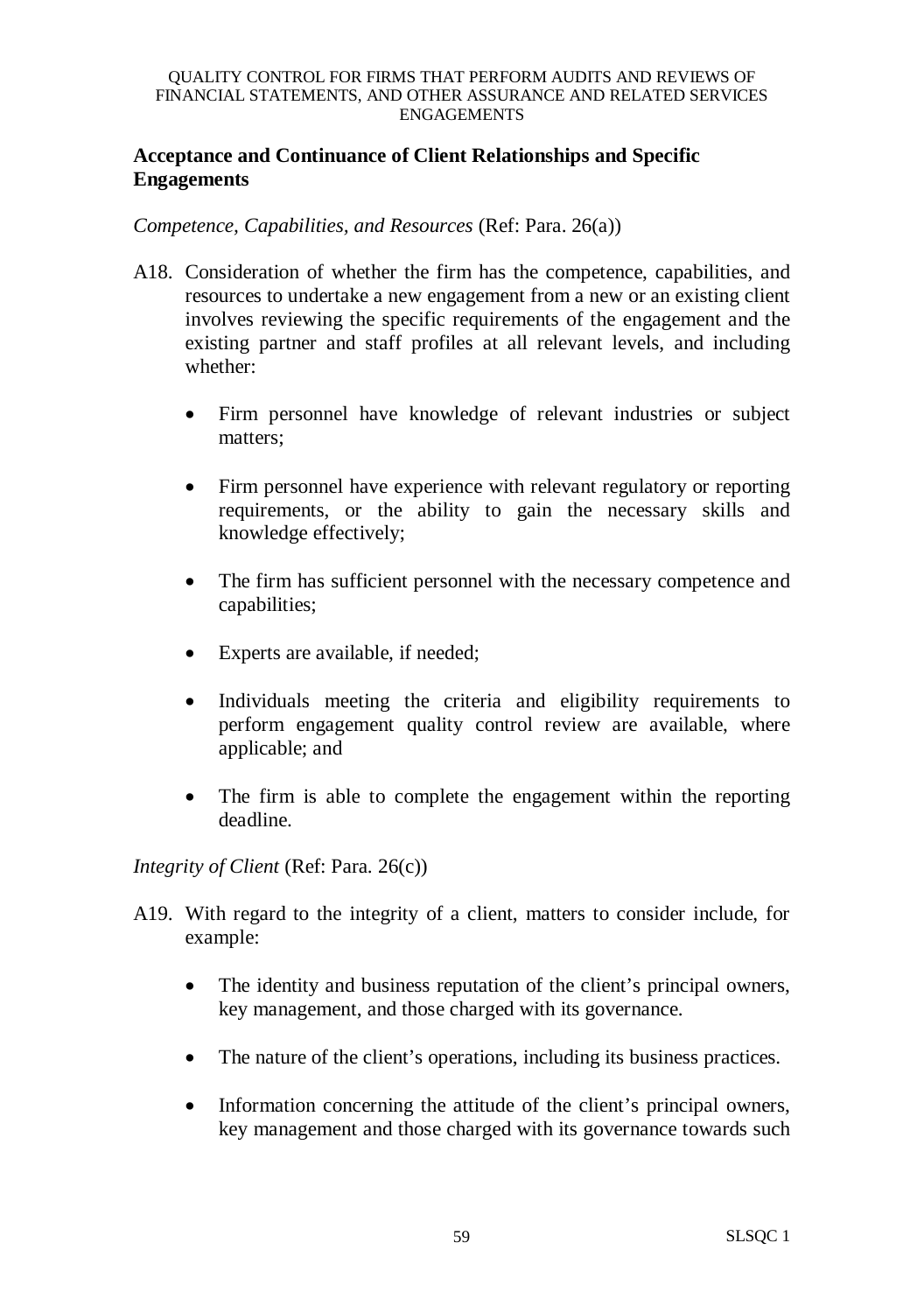## Acceptance and Continuance of Client Relationships and Specific Engagements

*Competence, Capabilities, and Resources* (Ref: Para. 26(a))

A18. Consideration of whether the firm has the competence, capabilities, and resources to undertake a new engagement from a new or an existing client involves reviewing the specific requirements of the engagement and the existing partner and staff profiles at all relevant levels, and including whether:

- Firm personnel have knowledge of relevant industries or subject matters;
- Firm personnel have experience with relevant regulatory or reporting requirements, or the ability to gain the necessary skills and knowledge effectively;
- The firm has sufficient personnel with the necessary competence and capabilities;
- Experts are available, if needed;
- Individuals meeting the criteria and eligibility requirements to perform engagement quality control review are available, where applicable; and
- The firm is able to complete the engagement within the reporting deadline.

*Integrity of Client* (Ref: Para. 26(c))

A19. With regard to the integrity of a client, matters to consider include, for example:

- The identity and business reputation of the client's principal owners, key management, and those charged with its governance.
- The nature of the client's operations, including its business practices.
- Information concerning the attitude of the client's principal owners, key management and those charged with its governance towards such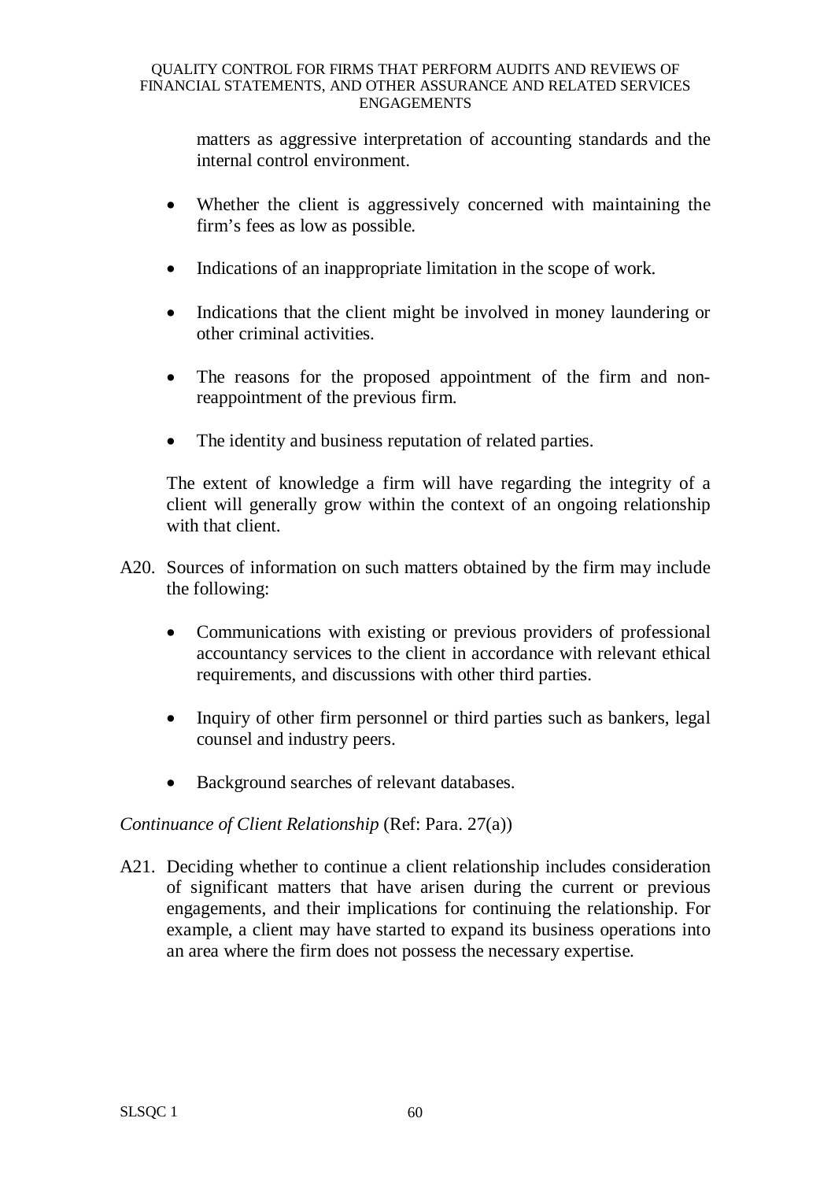matters as aggressive interpretation of accounting standards and the internal control environment.

- Whether the client is aggressively concerned with maintaining the firm's fees as low as possible.
- Indications of an inappropriate limitation in the scope of work.
- Indications that the client might be involved in money laundering or other criminal activities.
- The reasons for the proposed appointment of the firm and non-reappointment of the previous firm.
- The identity and business reputation of related parties.

The extent of knowledge a firm will have regarding the integrity of a client will generally grow within the context of an ongoing relationship with that client.

A20. Sources of information on such matters obtained by the firm may include the following:

- Communications with existing or previous providers of professional accountancy services to the client in accordance with relevant ethical requirements, and discussions with other third parties.
- Inquiry of other firm personnel or third parties such as bankers, legal counsel and industry peers.
- Background searches of relevant databases.

*Continuance of Client Relationship* (Ref: Para. 27(a))

A21. Deciding whether to continue a client relationship includes consideration of significant matters that have arisen during the current or previous engagements, and their implications for continuing the relationship. For example, a client may have started to expand its business operations into an area where the firm does not possess the necessary expertise.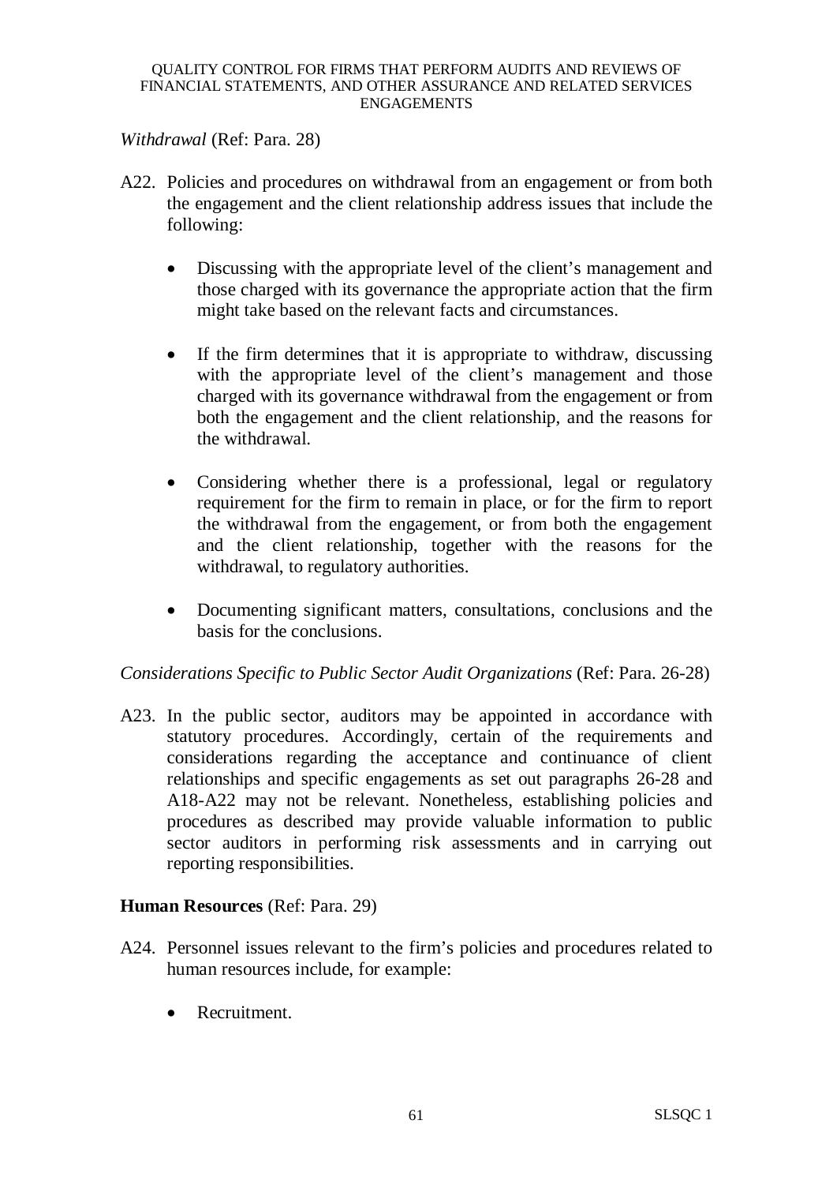*Withdrawal* (Ref: Para. 28)

A22. Policies and procedures on withdrawal from an engagement or from both the engagement and the client relationship address issues that include the following:

- Discussing with the appropriate level of the client's management and those charged with its governance the appropriate action that the firm might take based on the relevant facts and circumstances.
- If the firm determines that it is appropriate to withdraw, discussing with the appropriate level of the client's management and those charged with its governance withdrawal from the engagement or from both the engagement and the client relationship, and the reasons for the withdrawal.
- Considering whether there is a professional, legal or regulatory requirement for the firm to remain in place, or for the firm to report the withdrawal from the engagement, or from both the engagement and the client relationship, together with the reasons for the withdrawal, to regulatory authorities.
- Documenting significant matters, consultations, conclusions and the basis for the conclusions.

*Considerations Specific to Public Sector Audit Organizations* (Ref: Para. 26-28)

A23. In the public sector, auditors may be appointed in accordance with statutory procedures. Accordingly, certain of the requirements and considerations regarding the acceptance and continuance of client relationships and specific engagements as set out paragraphs 26-28 and A18-A22 may not be relevant. Nonetheless, establishing policies and procedures as described may provide valuable information to public sector auditors in performing risk assessments and in carrying out reporting responsibilities.

**Human Resources** (Ref: Para. 29)

A24. Personnel issues relevant to the firm's policies and procedures related to human resources include, for example:

- Recruitment.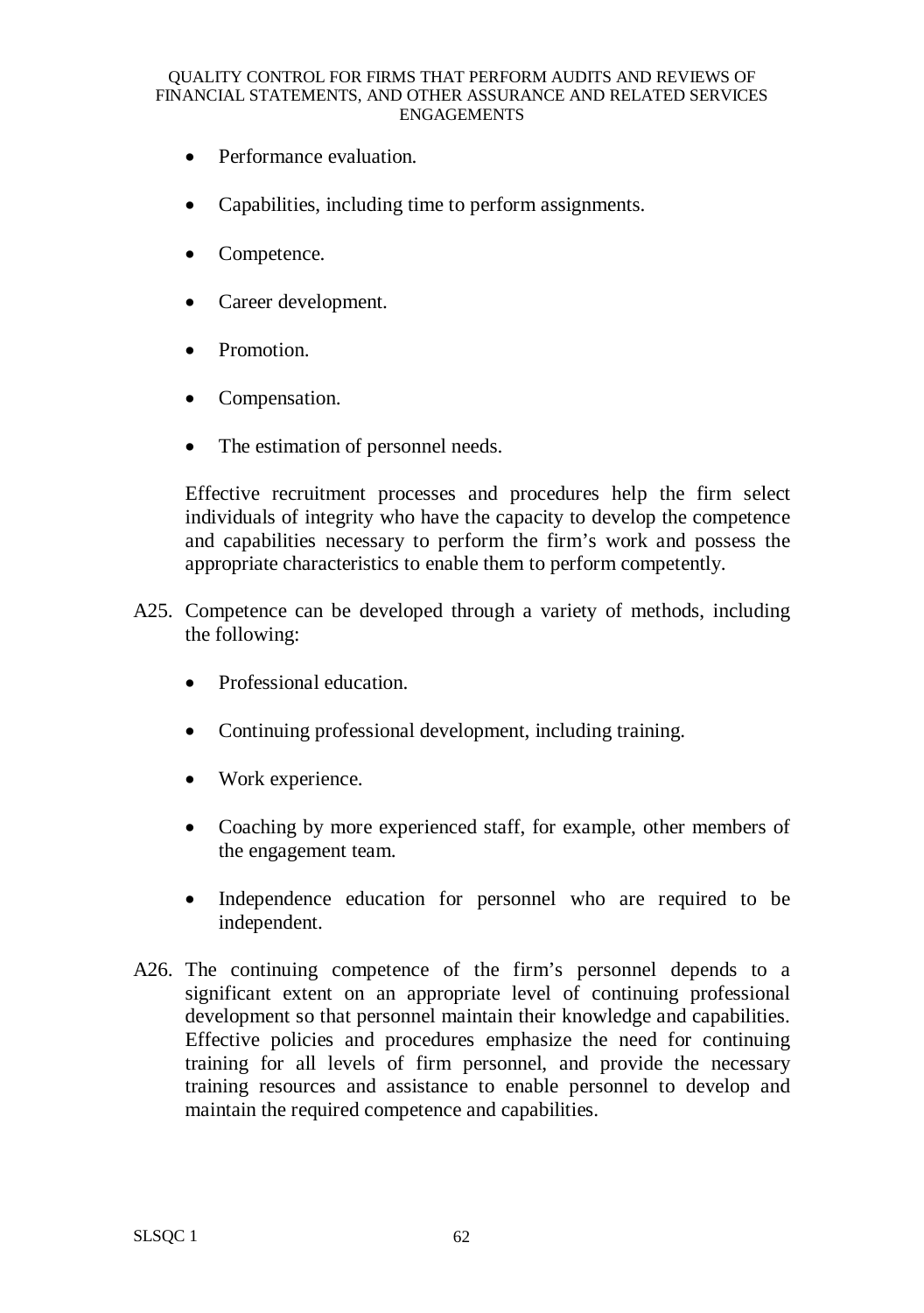- Performance evaluation.
- Capabilities, including time to perform assignments.
- Competence.
- Career development.
- Promotion.
- Compensation.
- The estimation of personnel needs.

Effective recruitment processes and procedures help the firm select individuals of integrity who have the capacity to develop the competence and capabilities necessary to perform the firm's work and possess the appropriate characteristics to enable them to perform competently.

A25. Competence can be developed through a variety of methods, including the following:

- Professional education.
- Continuing professional development, including training.
- Work experience.
- Coaching by more experienced staff, for example, other members of the engagement team.
- Independence education for personnel who are required to be independent.

A26. The continuing competence of the firm's personnel depends to a significant extent on an appropriate level of continuing professional development so that personnel maintain their knowledge and capabilities. Effective policies and procedures emphasize the need for continuing training for all levels of firm personnel, and provide the necessary training resources and assistance to enable personnel to develop and maintain the required competence and capabilities.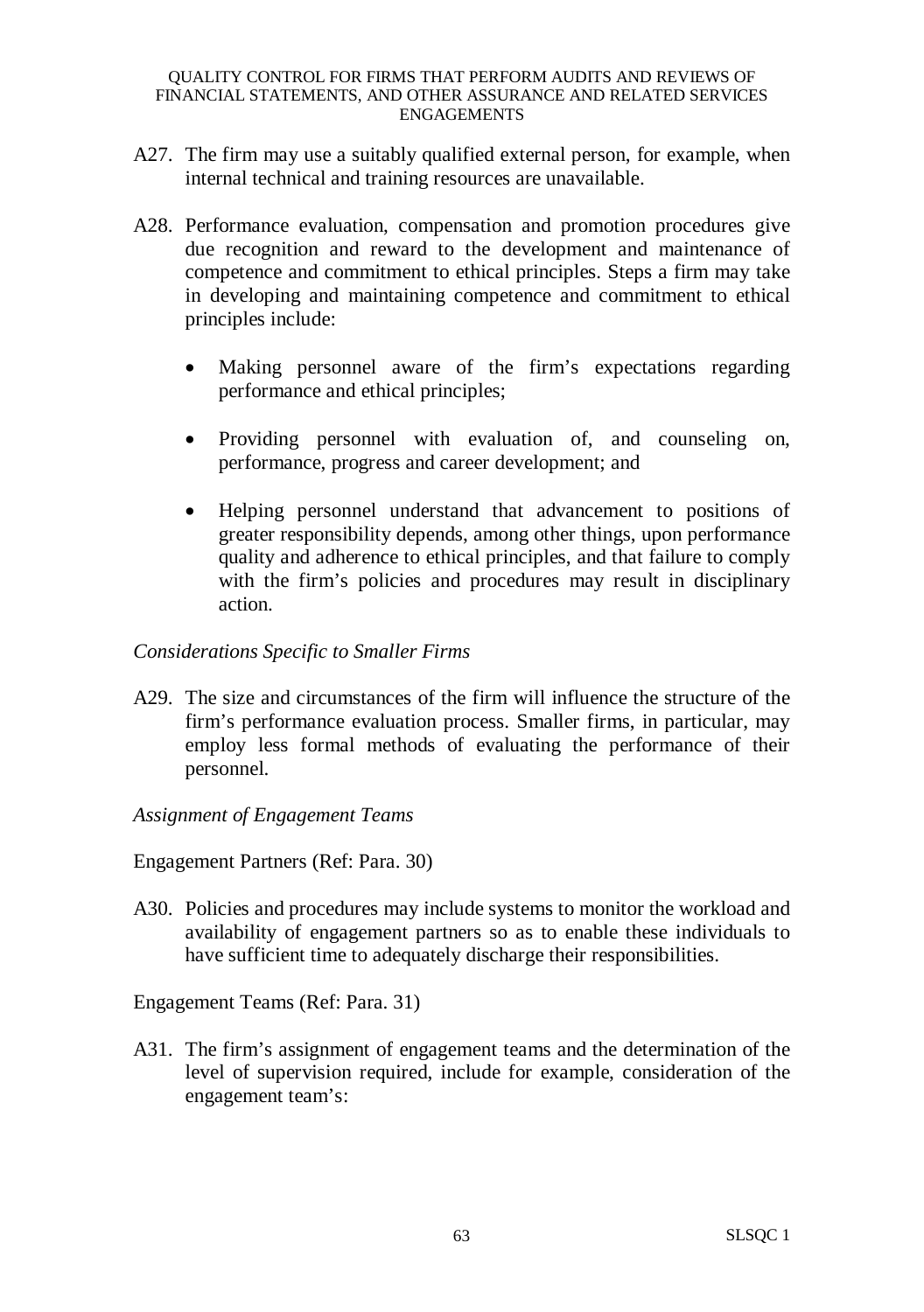A27. The firm may use a suitably qualified external person, for example, when internal technical and training resources are unavailable.

A28. Performance evaluation, compensation and promotion procedures give due recognition and reward to the development and maintenance of competence and commitment to ethical principles. Steps a firm may take in developing and maintaining competence and commitment to ethical principles include:

- Making personnel aware of the firm's expectations regarding performance and ethical principles;
- Providing personnel with evaluation of, and counseling on, performance, progress and career development; and
- Helping personnel understand that advancement to positions of greater responsibility depends, among other things, upon performance quality and adherence to ethical principles, and that failure to comply with the firm's policies and procedures may result in disciplinary action.

*Considerations Specific to Smaller Firms*

A29. The size and circumstances of the firm will influence the structure of the firm's performance evaluation process. Smaller firms, in particular, may employ less formal methods of evaluating the performance of their personnel.

*Assignment of Engagement Teams*

Engagement Partners (Ref: Para. 30)

A30. Policies and procedures may include systems to monitor the workload and availability of engagement partners so as to enable these individuals to have sufficient time to adequately discharge their responsibilities.

Engagement Teams (Ref: Para. 31)

A31. The firm's assignment of engagement teams and the determination of the level of supervision required, include for example, consideration of the engagement team's: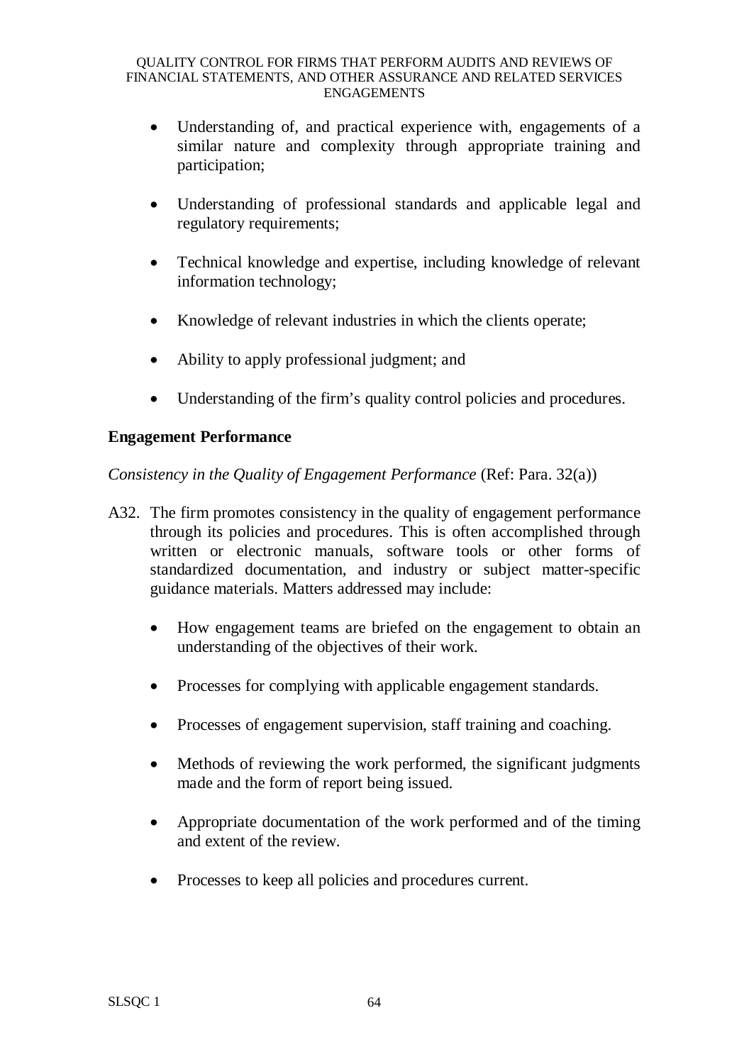- Understanding of, and practical experience with, engagements of a similar nature and complexity through appropriate training and participation;

- Understanding of professional standards and applicable legal and regulatory requirements;

- Technical knowledge and expertise, including knowledge of relevant information technology;

- Knowledge of relevant industries in which the clients operate;

- Ability to apply professional judgment; and

- Understanding of the firm's quality control policies and procedures.

## Engagement Performance

*Consistency in the Quality of Engagement Performance* (Ref: Para. 32(a))

A32. The firm promotes consistency in the quality of engagement performance through its policies and procedures. This is often accomplished through written or electronic manuals, software tools or other forms of standardized documentation, and industry or subject matter-specific guidance materials. Matters addressed may include:

- How engagement teams are briefed on the engagement to obtain an understanding of the objectives of their work.

- Processes for complying with applicable engagement standards.

- Processes of engagement supervision, staff training and coaching.

- Methods of reviewing the work performed, the significant judgments made and the form of report being issued.

- Appropriate documentation of the work performed and of the timing and extent of the review.

- Processes to keep all policies and procedures current.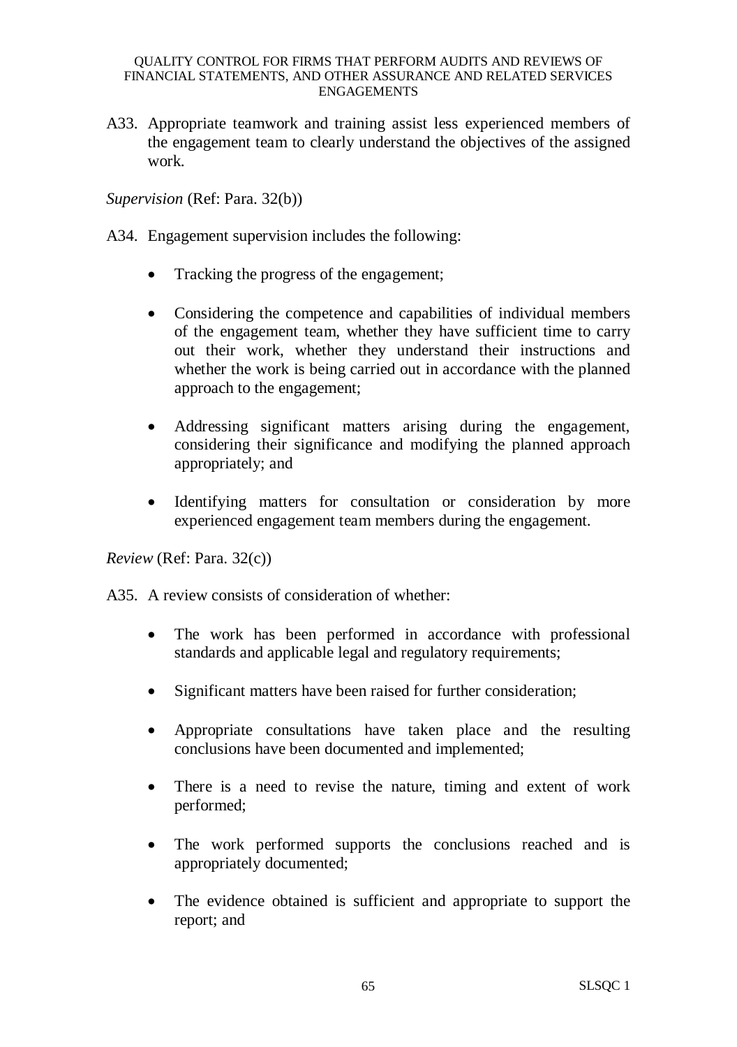A33. Appropriate teamwork and training assist less experienced members of the engagement team to clearly understand the objectives of the assigned work.

*Supervision* (Ref: Para. 32(b))

A34. Engagement supervision includes the following:

- Tracking the progress of the engagement;
- Considering the competence and capabilities of individual members of the engagement team, whether they have sufficient time to carry out their work, whether they understand their instructions and whether the work is being carried out in accordance with the planned approach to the engagement;
- Addressing significant matters arising during the engagement, considering their significance and modifying the planned approach appropriately; and
- Identifying matters for consultation or consideration by more experienced engagement team members during the engagement.

*Review* (Ref: Para. 32(c))

A35. A review consists of consideration of whether:

- The work has been performed in accordance with professional standards and applicable legal and regulatory requirements;
- Significant matters have been raised for further consideration;
- Appropriate consultations have taken place and the resulting conclusions have been documented and implemented;
- There is a need to revise the nature, timing and extent of work performed;
- The work performed supports the conclusions reached and is appropriately documented;
- The evidence obtained is sufficient and appropriate to support the report; and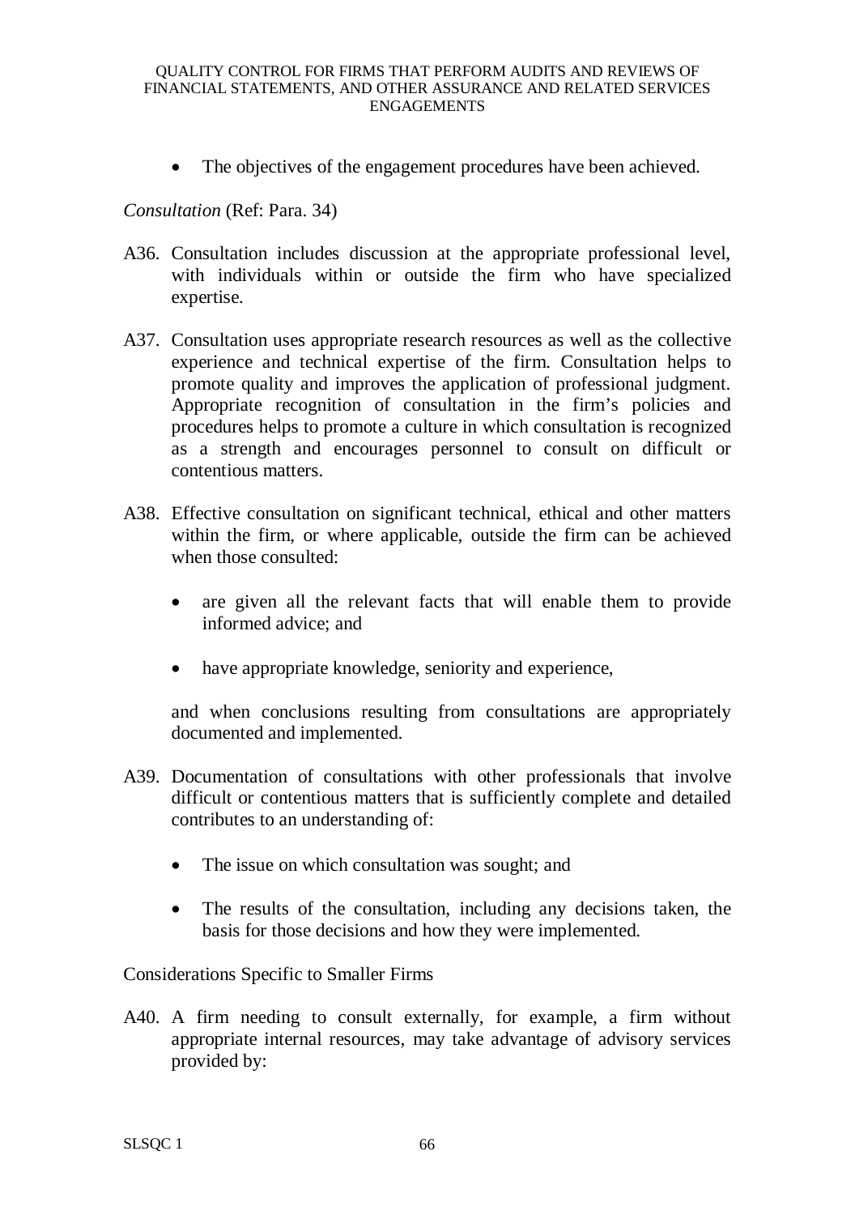- The objectives of the engagement procedures have been achieved.

*Consultation* (Ref: Para. 34)

A36. Consultation includes discussion at the appropriate professional level, with individuals within or outside the firm who have specialized expertise.

A37. Consultation uses appropriate research resources as well as the collective experience and technical expertise of the firm. Consultation helps to promote quality and improves the application of professional judgment. Appropriate recognition of consultation in the firm's policies and procedures helps to promote a culture in which consultation is recognized as a strength and encourages personnel to consult on difficult or contentious matters.

A38. Effective consultation on significant technical, ethical and other matters within the firm, or where applicable, outside the firm can be achieved when those consulted:

- are given all the relevant facts that will enable them to provide informed advice; and
- have appropriate knowledge, seniority and experience,

and when conclusions resulting from consultations are appropriately documented and implemented.

A39. Documentation of consultations with other professionals that involve difficult or contentious matters that is sufficiently complete and detailed contributes to an understanding of:

- The issue on which consultation was sought; and
- The results of the consultation, including any decisions taken, the basis for those decisions and how they were implemented.

Considerations Specific to Smaller Firms

A40. A firm needing to consult externally, for example, a firm without appropriate internal resources, may take advantage of advisory services provided by: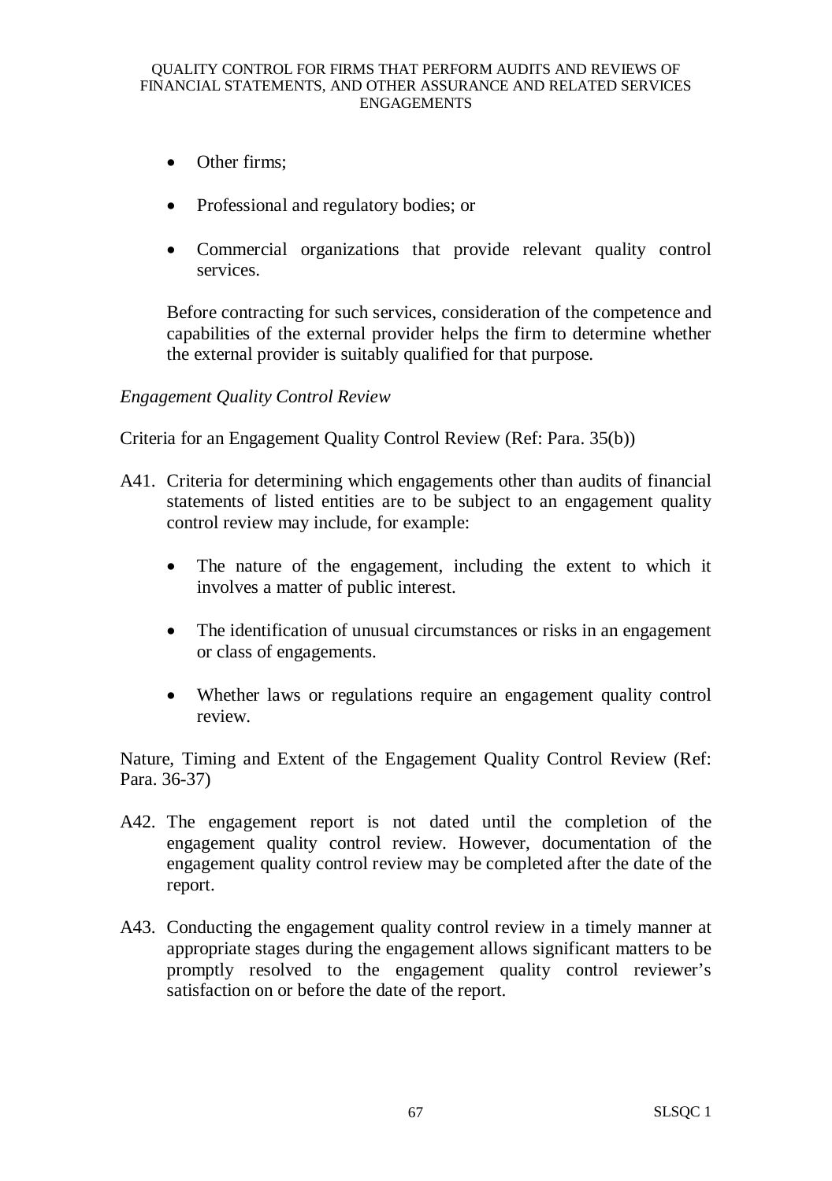- Other firms;
- Professional and regulatory bodies; or
- Commercial organizations that provide relevant quality control services.

Before contracting for such services, consideration of the competence and capabilities of the external provider helps the firm to determine whether the external provider is suitably qualified for that purpose.

*Engagement Quality Control Review*

Criteria for an Engagement Quality Control Review (Ref: Para. 35(b))

A41. Criteria for determining which engagements other than audits of financial statements of listed entities are to be subject to an engagement quality control review may include, for example:

- The nature of the engagement, including the extent to which it involves a matter of public interest.
- The identification of unusual circumstances or risks in an engagement or class of engagements.
- Whether laws or regulations require an engagement quality control review.

Nature, Timing and Extent of the Engagement Quality Control Review (Ref: Para. 36-37)

A42. The engagement report is not dated until the completion of the engagement quality control review. However, documentation of the engagement quality control review may be completed after the date of the report.

A43. Conducting the engagement quality control review in a timely manner at appropriate stages during the engagement allows significant matters to be promptly resolved to the engagement quality control reviewer's satisfaction on or before the date of the report.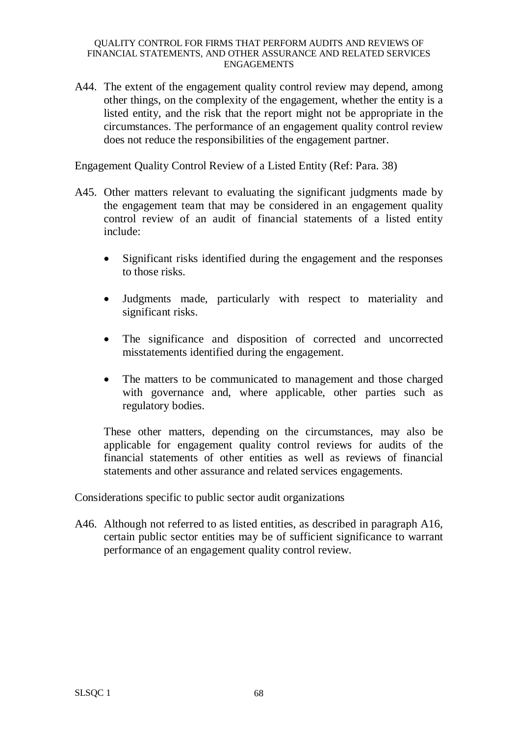A44. The extent of the engagement quality control review may depend, among other things, on the complexity of the engagement, whether the entity is a listed entity, and the risk that the report might not be appropriate in the circumstances. The performance of an engagement quality control review does not reduce the responsibilities of the engagement partner.

Engagement Quality Control Review of a Listed Entity (Ref: Para. 38)

A45. Other matters relevant to evaluating the significant judgments made by the engagement team that may be considered in an engagement quality control review of an audit of financial statements of a listed entity include:

- Significant risks identified during the engagement and the responses to those risks.
- Judgments made, particularly with respect to materiality and significant risks.
- The significance and disposition of corrected and uncorrected misstatements identified during the engagement.
- The matters to be communicated to management and those charged with governance and, where applicable, other parties such as regulatory bodies.

These other matters, depending on the circumstances, may also be applicable for engagement quality control reviews for audits of the financial statements of other entities as well as reviews of financial statements and other assurance and related services engagements.

Considerations specific to public sector audit organizations

A46. Although not referred to as listed entities, as described in paragraph A16, certain public sector entities may be of sufficient significance to warrant performance of an engagement quality control review.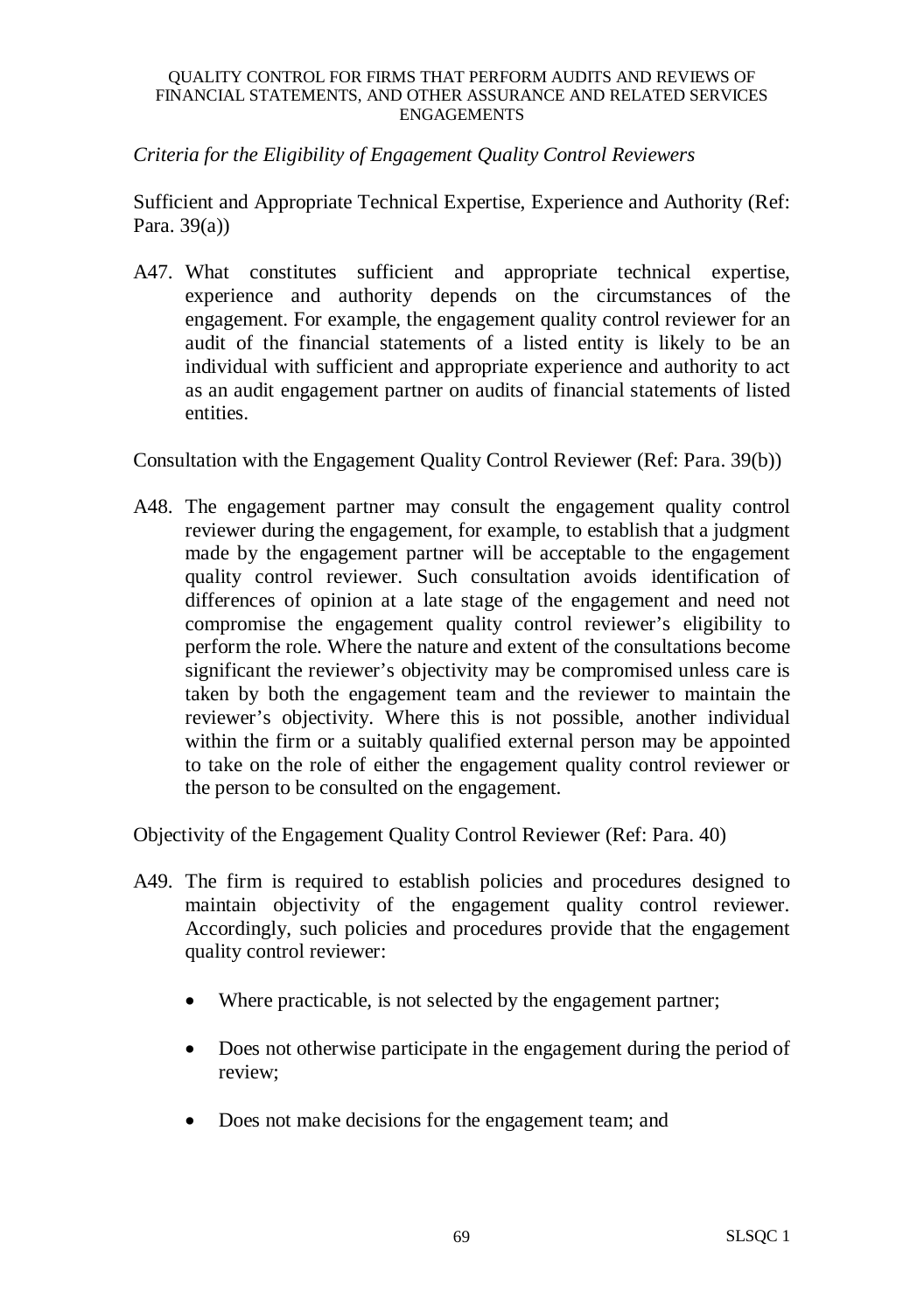*Criteria for the Eligibility of Engagement Quality Control Reviewers*

Sufficient and Appropriate Technical Expertise, Experience and Authority (Ref: Para. 39(a))

A47. What constitutes sufficient and appropriate technical expertise, experience and authority depends on the circumstances of the engagement. For example, the engagement quality control reviewer for an audit of the financial statements of a listed entity is likely to be an individual with sufficient and appropriate experience and authority to act as an audit engagement partner on audits of financial statements of listed entities.

Consultation with the Engagement Quality Control Reviewer (Ref: Para. 39(b))

A48. The engagement partner may consult the engagement quality control reviewer during the engagement, for example, to establish that a judgment made by the engagement partner will be acceptable to the engagement quality control reviewer. Such consultation avoids identification of differences of opinion at a late stage of the engagement and need not compromise the engagement quality control reviewer's eligibility to perform the role. Where the nature and extent of the consultations become significant the reviewer's objectivity may be compromised unless care is taken by both the engagement team and the reviewer to maintain the reviewer's objectivity. Where this is not possible, another individual within the firm or a suitably qualified external person may be appointed to take on the role of either the engagement quality control reviewer or the person to be consulted on the engagement.

Objectivity of the Engagement Quality Control Reviewer (Ref: Para. 40)

A49. The firm is required to establish policies and procedures designed to maintain objectivity of the engagement quality control reviewer. Accordingly, such policies and procedures provide that the engagement quality control reviewer:

- Where practicable, is not selected by the engagement partner;
- Does not otherwise participate in the engagement during the period of review;
- Does not make decisions for the engagement team; and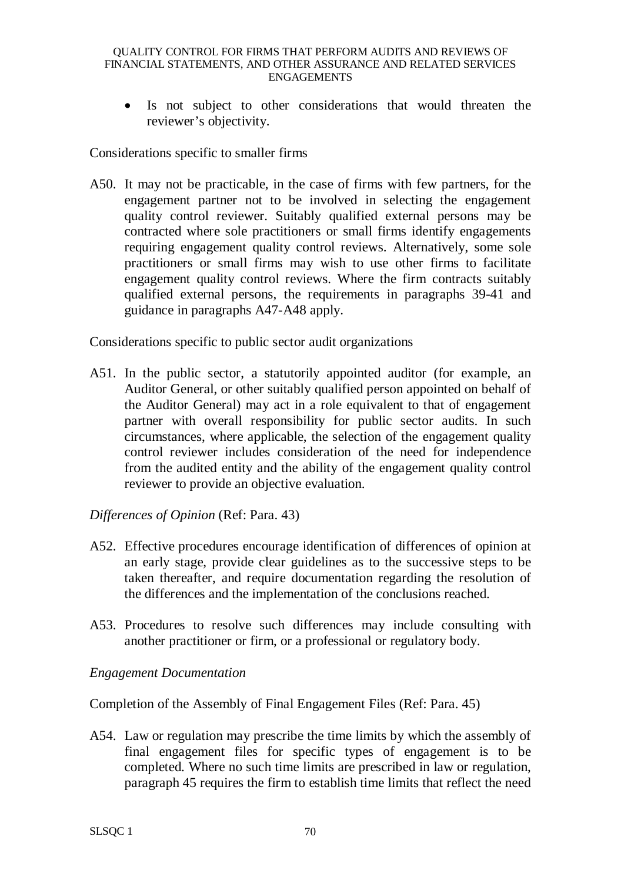- Is not subject to other considerations that would threaten the reviewer's objectivity.

Considerations specific to smaller firms

A50. It may not be practicable, in the case of firms with few partners, for the engagement partner not to be involved in selecting the engagement quality control reviewer. Suitably qualified external persons may be contracted where sole practitioners or small firms identify engagements requiring engagement quality control reviews. Alternatively, some sole practitioners or small firms may wish to use other firms to facilitate engagement quality control reviews. Where the firm contracts suitably qualified external persons, the requirements in paragraphs 39-41 and guidance in paragraphs A47-A48 apply.

Considerations specific to public sector audit organizations

A51. In the public sector, a statutorily appointed auditor (for example, an Auditor General, or other suitably qualified person appointed on behalf of the Auditor General) may act in a role equivalent to that of engagement partner with overall responsibility for public sector audits. In such circumstances, where applicable, the selection of the engagement quality control reviewer includes consideration of the need for independence from the audited entity and the ability of the engagement quality control reviewer to provide an objective evaluation.

*Differences of Opinion* (Ref: Para. 43)

A52. Effective procedures encourage identification of differences of opinion at an early stage, provide clear guidelines as to the successive steps to be taken thereafter, and require documentation regarding the resolution of the differences and the implementation of the conclusions reached.

A53. Procedures to resolve such differences may include consulting with another practitioner or firm, or a professional or regulatory body.

*Engagement Documentation*

Completion of the Assembly of Final Engagement Files (Ref: Para. 45)

A54. Law or regulation may prescribe the time limits by which the assembly of final engagement files for specific types of engagement is to be completed. Where no such time limits are prescribed in law or regulation, paragraph 45 requires the firm to establish time limits that reflect the need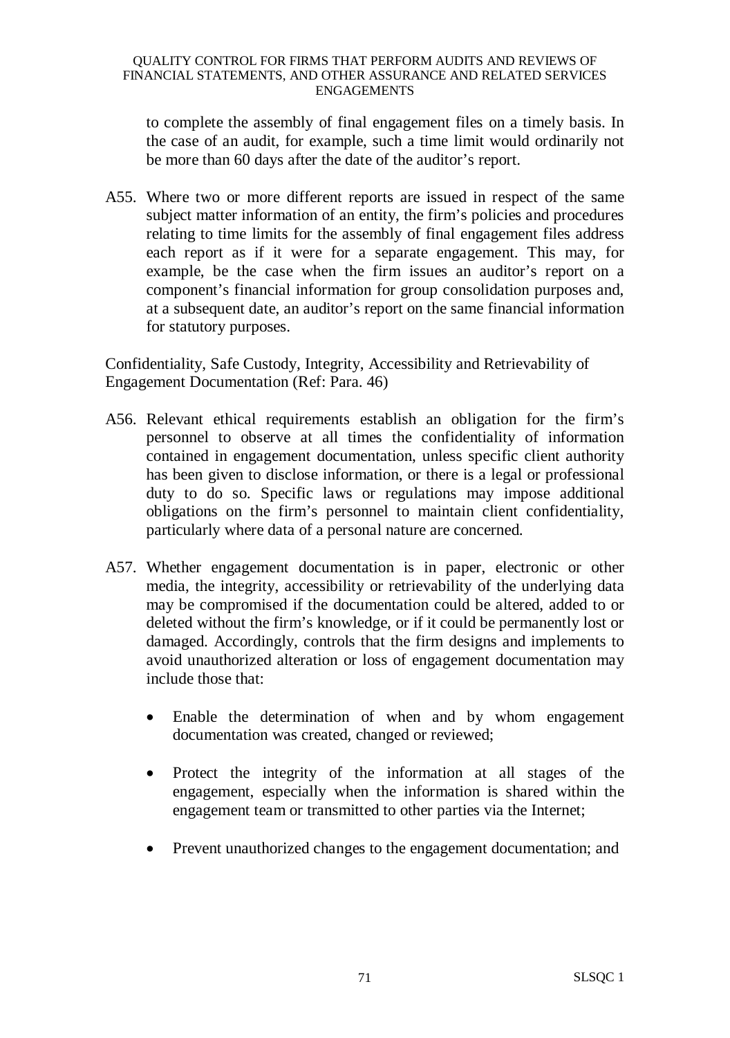to complete the assembly of final engagement files on a timely basis. In the case of an audit, for example, such a time limit would ordinarily not be more than 60 days after the date of the auditor's report.

A55. Where two or more different reports are issued in respect of the same subject matter information of an entity, the firm's policies and procedures relating to time limits for the assembly of final engagement files address each report as if it were for a separate engagement. This may, for example, be the case when the firm issues an auditor's report on a component's financial information for group consolidation purposes and, at a subsequent date, an auditor's report on the same financial information for statutory purposes.

Confidentiality, Safe Custody, Integrity, Accessibility and Retrievability of Engagement Documentation (Ref: Para. 46)

A56. Relevant ethical requirements establish an obligation for the firm's personnel to observe at all times the confidentiality of information contained in engagement documentation, unless specific client authority has been given to disclose information, or there is a legal or professional duty to do so. Specific laws or regulations may impose additional obligations on the firm's personnel to maintain client confidentiality, particularly where data of a personal nature are concerned.

A57. Whether engagement documentation is in paper, electronic or other media, the integrity, accessibility or retrievability of the underlying data may be compromised if the documentation could be altered, added to or deleted without the firm's knowledge, or if it could be permanently lost or damaged. Accordingly, controls that the firm designs and implements to avoid unauthorized alteration or loss of engagement documentation may include those that:

- Enable the determination of when and by whom engagement documentation was created, changed or reviewed;
- Protect the integrity of the information at all stages of the engagement, especially when the information is shared within the engagement team or transmitted to other parties via the Internet;
- Prevent unauthorized changes to the engagement documentation; and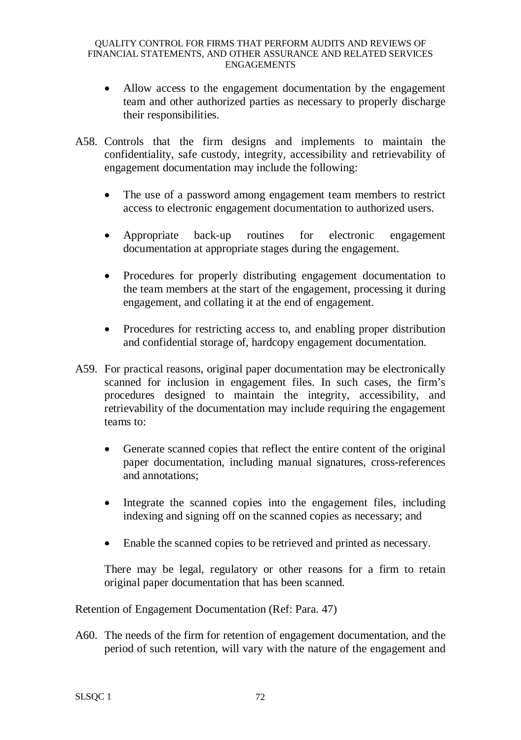- Allow access to the engagement documentation by the engagement team and other authorized parties as necessary to properly discharge their responsibilities.

A58. Controls that the firm designs and implements to maintain the confidentiality, safe custody, integrity, accessibility and retrievability of engagement documentation may include the following:

- The use of a password among engagement team members to restrict access to electronic engagement documentation to authorized users.
- Appropriate back-up routines for electronic engagement documentation at appropriate stages during the engagement.
- Procedures for properly distributing engagement documentation to the team members at the start of the engagement, processing it during engagement, and collating it at the end of engagement.
- Procedures for restricting access to, and enabling proper distribution and confidential storage of, hardcopy engagement documentation.

A59. For practical reasons, original paper documentation may be electronically scanned for inclusion in engagement files. In such cases, the firm's procedures designed to maintain the integrity, accessibility, and retrievability of the documentation may include requiring the engagement teams to:

- Generate scanned copies that reflect the entire content of the original paper documentation, including manual signatures, cross-references and annotations;
- Integrate the scanned copies into the engagement files, including indexing and signing off on the scanned copies as necessary; and
- Enable the scanned copies to be retrieved and printed as necessary.

There may be legal, regulatory or other reasons for a firm to retain original paper documentation that has been scanned.

Retention of Engagement Documentation (Ref: Para. 47)

A60. The needs of the firm for retention of engagement documentation, and the period of such retention, will vary with the nature of the engagement and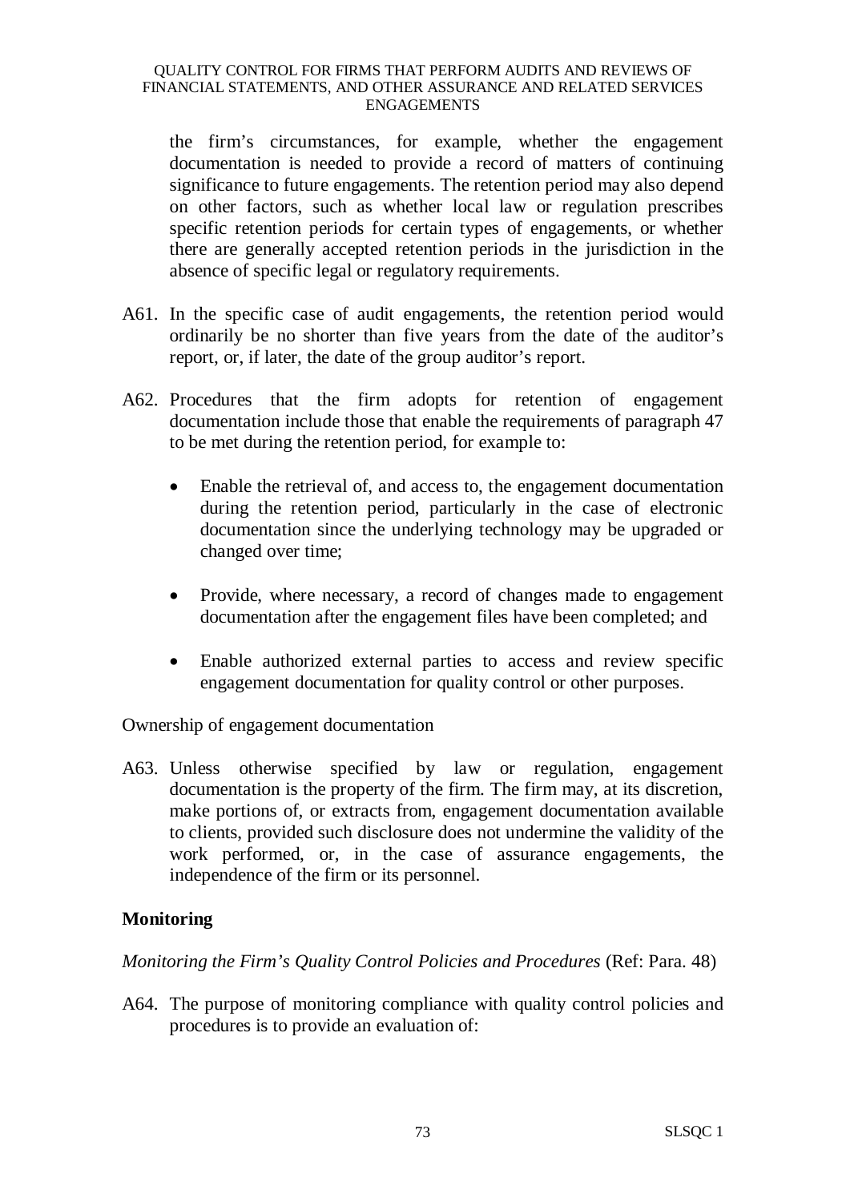the firm's circumstances, for example, whether the engagement documentation is needed to provide a record of matters of continuing significance to future engagements. The retention period may also depend on other factors, such as whether local law or regulation prescribes specific retention periods for certain types of engagements, or whether there are generally accepted retention periods in the jurisdiction in the absence of specific legal or regulatory requirements.

A61. In the specific case of audit engagements, the retention period would ordinarily be no shorter than five years from the date of the auditor's report, or, if later, the date of the group auditor's report.

A62. Procedures that the firm adopts for retention of engagement documentation include those that enable the requirements of paragraph 47 to be met during the retention period, for example to:

- Enable the retrieval of, and access to, the engagement documentation during the retention period, particularly in the case of electronic documentation since the underlying technology may be upgraded or changed over time;
- Provide, where necessary, a record of changes made to engagement documentation after the engagement files have been completed; and
- Enable authorized external parties to access and review specific engagement documentation for quality control or other purposes.

Ownership of engagement documentation

A63. Unless otherwise specified by law or regulation, engagement documentation is the property of the firm. The firm may, at its discretion, make portions of, or extracts from, engagement documentation available to clients, provided such disclosure does not undermine the validity of the work performed, or, in the case of assurance engagements, the independence of the firm or its personnel.

**Monitoring**

*Monitoring the Firm's Quality Control Policies and Procedures* (Ref: Para. 48)

A64. The purpose of monitoring compliance with quality control policies and procedures is to provide an evaluation of: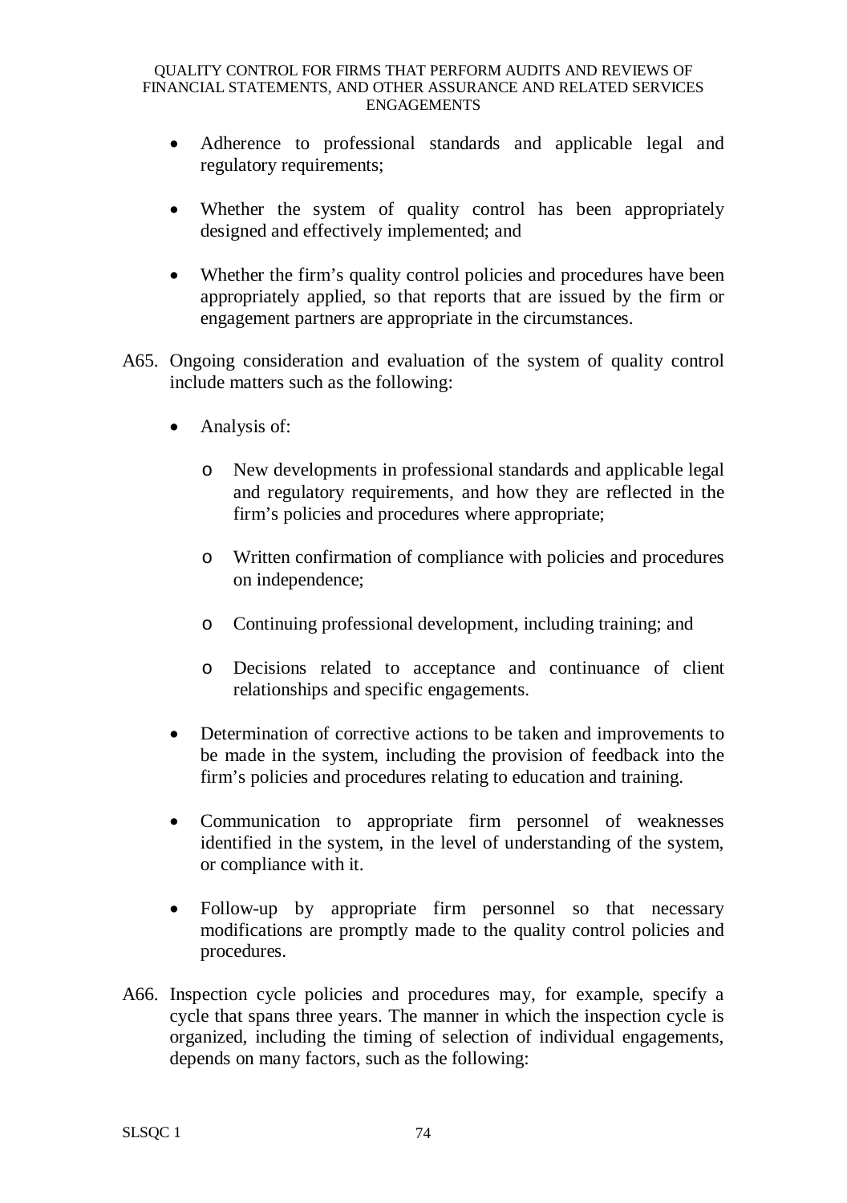- Adherence to professional standards and applicable legal and regulatory requirements;
- Whether the system of quality control has been appropriately designed and effectively implemented; and
- Whether the firm's quality control policies and procedures have been appropriately applied, so that reports that are issued by the firm or engagement partners are appropriate in the circumstances.

A65. Ongoing consideration and evaluation of the system of quality control include matters such as the following:

- Analysis of:
  - New developments in professional standards and applicable legal and regulatory requirements, and how they are reflected in the firm's policies and procedures where appropriate;
  - Written confirmation of compliance with policies and procedures on independence;
  - Continuing professional development, including training; and
  - Decisions related to acceptance and continuance of client relationships and specific engagements.
- Determination of corrective actions to be taken and improvements to be made in the system, including the provision of feedback into the firm's policies and procedures relating to education and training.
- Communication to appropriate firm personnel of weaknesses identified in the system, in the level of understanding of the system, or compliance with it.
- Follow-up by appropriate firm personnel so that necessary modifications are promptly made to the quality control policies and procedures.

A66. Inspection cycle policies and procedures may, for example, specify a cycle that spans three years. The manner in which the inspection cycle is organized, including the timing of selection of individual engagements, depends on many factors, such as the following: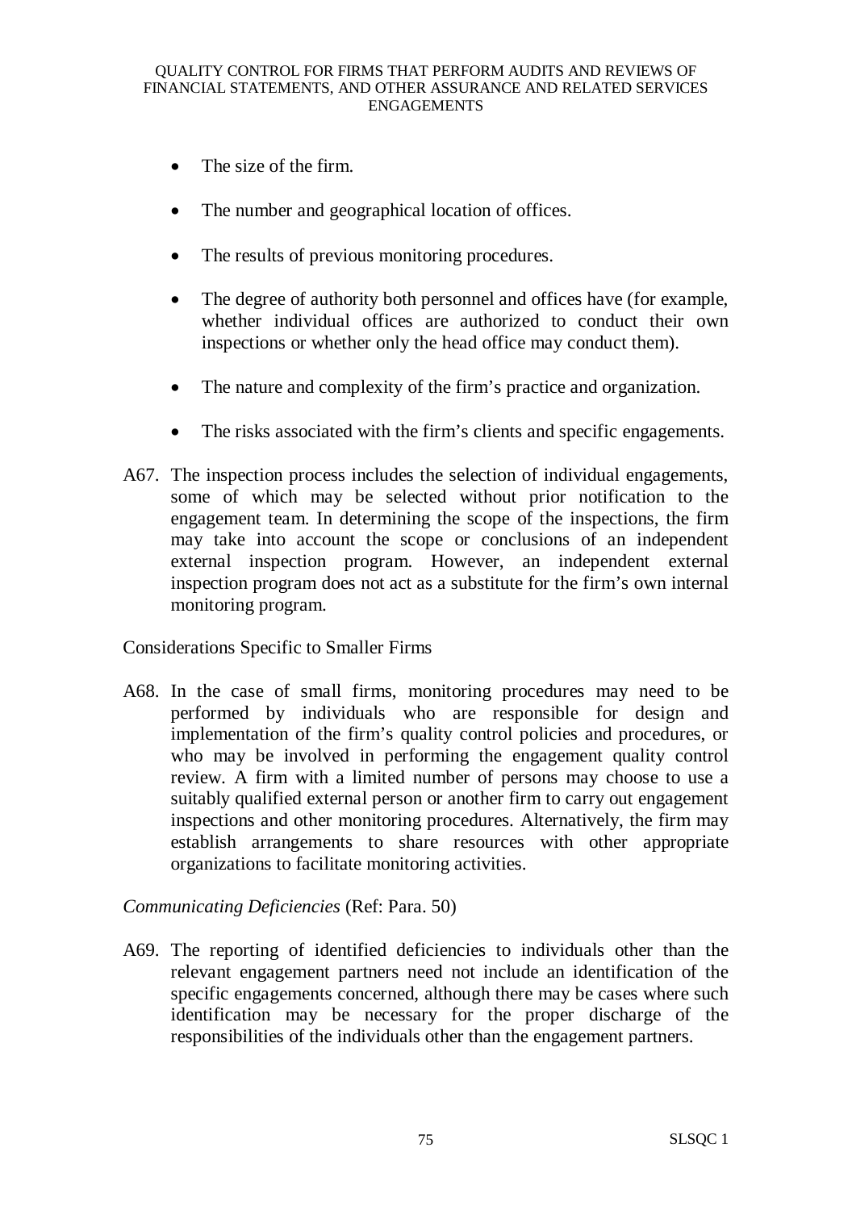- The size of the firm.
- The number and geographical location of offices.
- The results of previous monitoring procedures.
- The degree of authority both personnel and offices have (for example, whether individual offices are authorized to conduct their own inspections or whether only the head office may conduct them).
- The nature and complexity of the firm's practice and organization.
- The risks associated with the firm's clients and specific engagements.

A67. The inspection process includes the selection of individual engagements, some of which may be selected without prior notification to the engagement team. In determining the scope of the inspections, the firm may take into account the scope or conclusions of an independent external inspection program. However, an independent external inspection program does not act as a substitute for the firm's own internal monitoring program.

Considerations Specific to Smaller Firms

A68. In the case of small firms, monitoring procedures may need to be performed by individuals who are responsible for design and implementation of the firm's quality control policies and procedures, or who may be involved in performing the engagement quality control review. A firm with a limited number of persons may choose to use a suitably qualified external person or another firm to carry out engagement inspections and other monitoring procedures. Alternatively, the firm may establish arrangements to share resources with other appropriate organizations to facilitate monitoring activities.

*Communicating Deficiencies* (Ref: Para. 50)

A69. The reporting of identified deficiencies to individuals other than the relevant engagement partners need not include an identification of the specific engagements concerned, although there may be cases where such identification may be necessary for the proper discharge of the responsibilities of the individuals other than the engagement partners.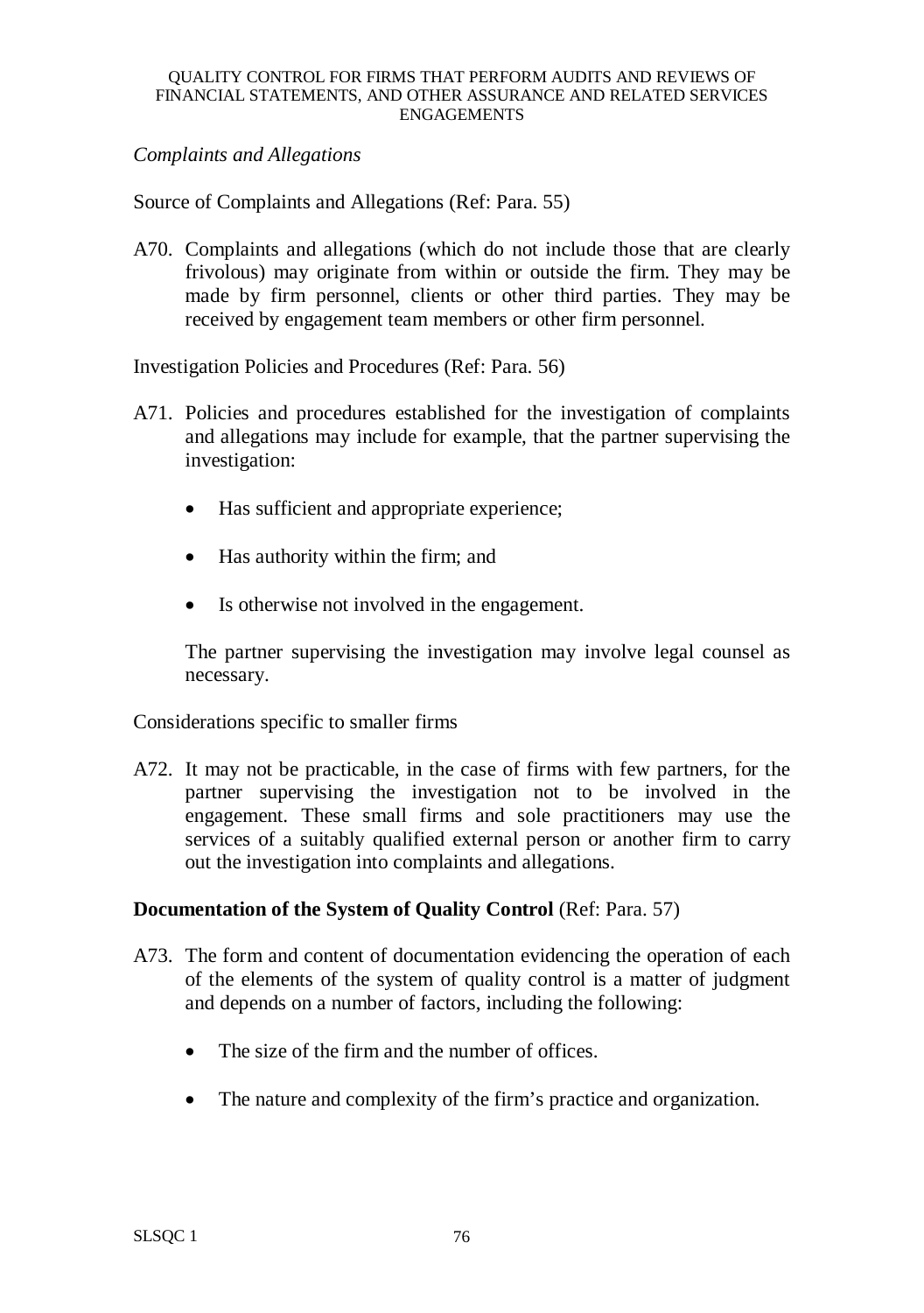*Complaints and Allegations*

Source of Complaints and Allegations (Ref: Para. 55)

A70. Complaints and allegations (which do not include those that are clearly frivolous) may originate from within or outside the firm. They may be made by firm personnel, clients or other third parties. They may be received by engagement team members or other firm personnel.

Investigation Policies and Procedures (Ref: Para. 56)

A71. Policies and procedures established for the investigation of complaints and allegations may include for example, that the partner supervising the investigation:

- Has sufficient and appropriate experience;
- Has authority within the firm; and
- Is otherwise not involved in the engagement.

The partner supervising the investigation may involve legal counsel as necessary.

Considerations specific to smaller firms

A72. It may not be practicable, in the case of firms with few partners, for the partner supervising the investigation not to be involved in the engagement. These small firms and sole practitioners may use the services of a suitably qualified external person or another firm to carry out the investigation into complaints and allegations.

**Documentation of the System of Quality Control** (Ref: Para. 57)

A73. The form and content of documentation evidencing the operation of each of the elements of the system of quality control is a matter of judgment and depends on a number of factors, including the following:

- The size of the firm and the number of offices.
- The nature and complexity of the firm's practice and organization.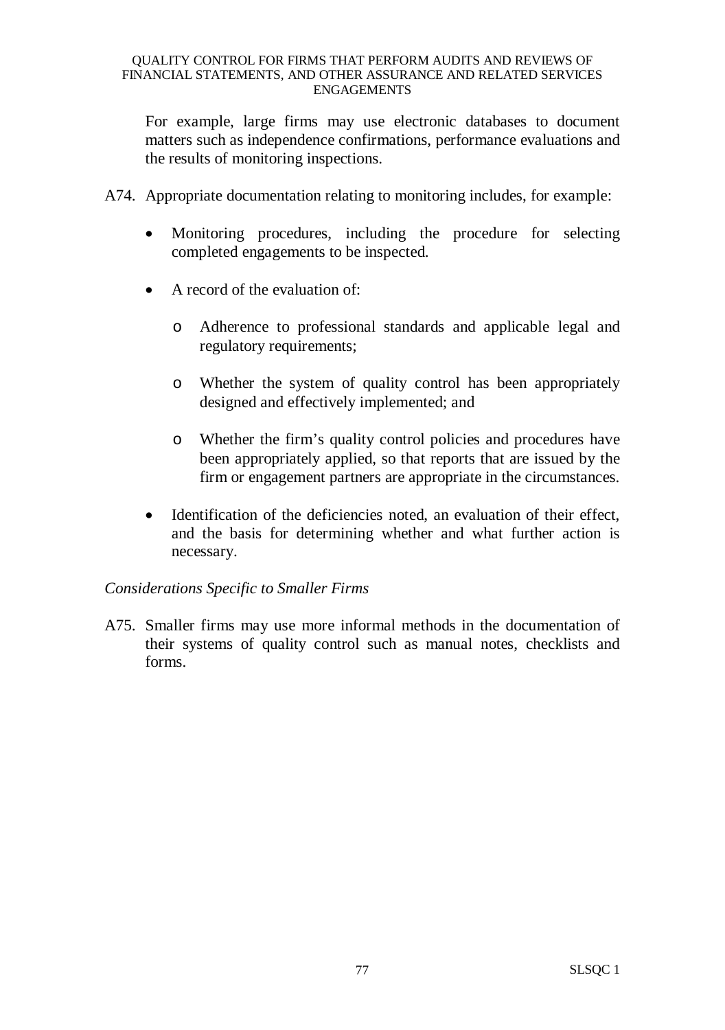For example, large firms may use electronic databases to document matters such as independence confirmations, performance evaluations and the results of monitoring inspections.

A74. Appropriate documentation relating to monitoring includes, for example:

- Monitoring procedures, including the procedure for selecting completed engagements to be inspected.
- A record of the evaluation of:
  - Adherence to professional standards and applicable legal and regulatory requirements;
  - Whether the system of quality control has been appropriately designed and effectively implemented; and
  - Whether the firm's quality control policies and procedures have been appropriately applied, so that reports that are issued by the firm or engagement partners are appropriate in the circumstances.
- Identification of the deficiencies noted, an evaluation of their effect, and the basis for determining whether and what further action is necessary.

*Considerations Specific to Smaller Firms*

A75. Smaller firms may use more informal methods in the documentation of their systems of quality control such as manual notes, checklists and forms.